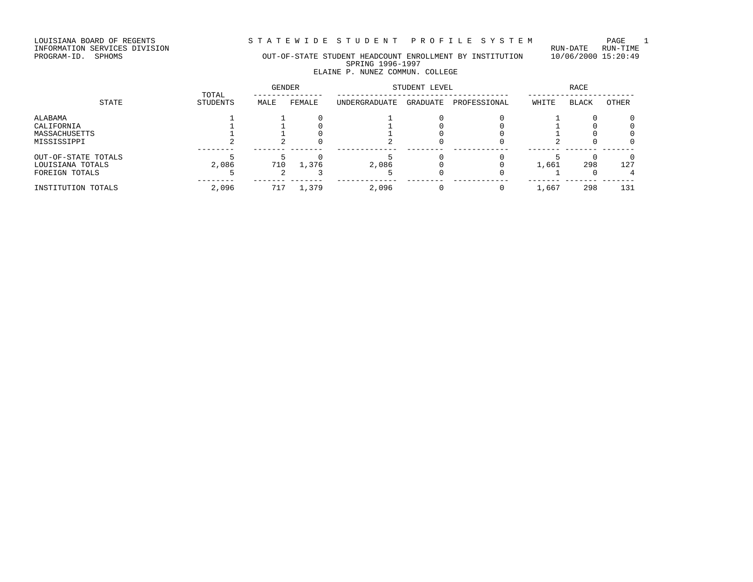LOUISIANA BOARD OF REGENTS
INFORMATION SERVICES DIVISION
PROGRAM-ID. SPHOMS

# STATEWIDE STUDENT PROFILE SYSTEM

RUN-DATE RUN-TIME
10/06/2000 15:20:49

## OUT-OF-STATE STUDENT HEADCOUNT ENROLLMENT BY INSTITUTION
### SPRING 1996-1997
### ELAINE P. NUNEZ COMMUN. COLLEGE

| STATE | TOTAL STUDENTS | GENDER | | STUDENT LEVEL | | | RACE | | |
|---|---|---|---|---|---|---|---|---|---|
| | | MALE | FEMALE | UNDERGRADUATE | GRADUATE | PROFESSIONAL | WHITE | BLACK | OTHER |
| ALABAMA | 1 | 1 | 0 | 1 | 0 | 0 | 1 | 0 | 0 |
| CALIFORNIA | 1 | 1 | 0 | 1 | 0 | 0 | 1 | 0 | 0 |
| MASSACHUSETTS | 1 | 1 | 0 | 1 | 0 | 0 | 1 | 0 | 0 |
| MISSISSIPPI | 2 | 2 | 0 | 2 | 0 | 0 | 2 | 0 | 0 |
| OUT-OF-STATE TOTALS | 5 | 5 | 0 | 5 | 0 | 0 | 5 | 0 | 0 |
| LOUISIANA TOTALS | 2,086 | 710 | 1,376 | 2,086 | 0 | 0 | 1,661 | 298 | 127 |
| FOREIGN TOTALS | 5 | 2 | 3 | 5 | 0 | 0 | 1 | 0 | 4 |
| INSTITUTION TOTALS | 2,096 | 717 | 1,379 | 2,096 | 0 | 0 | 1,667 | 298 | 131 |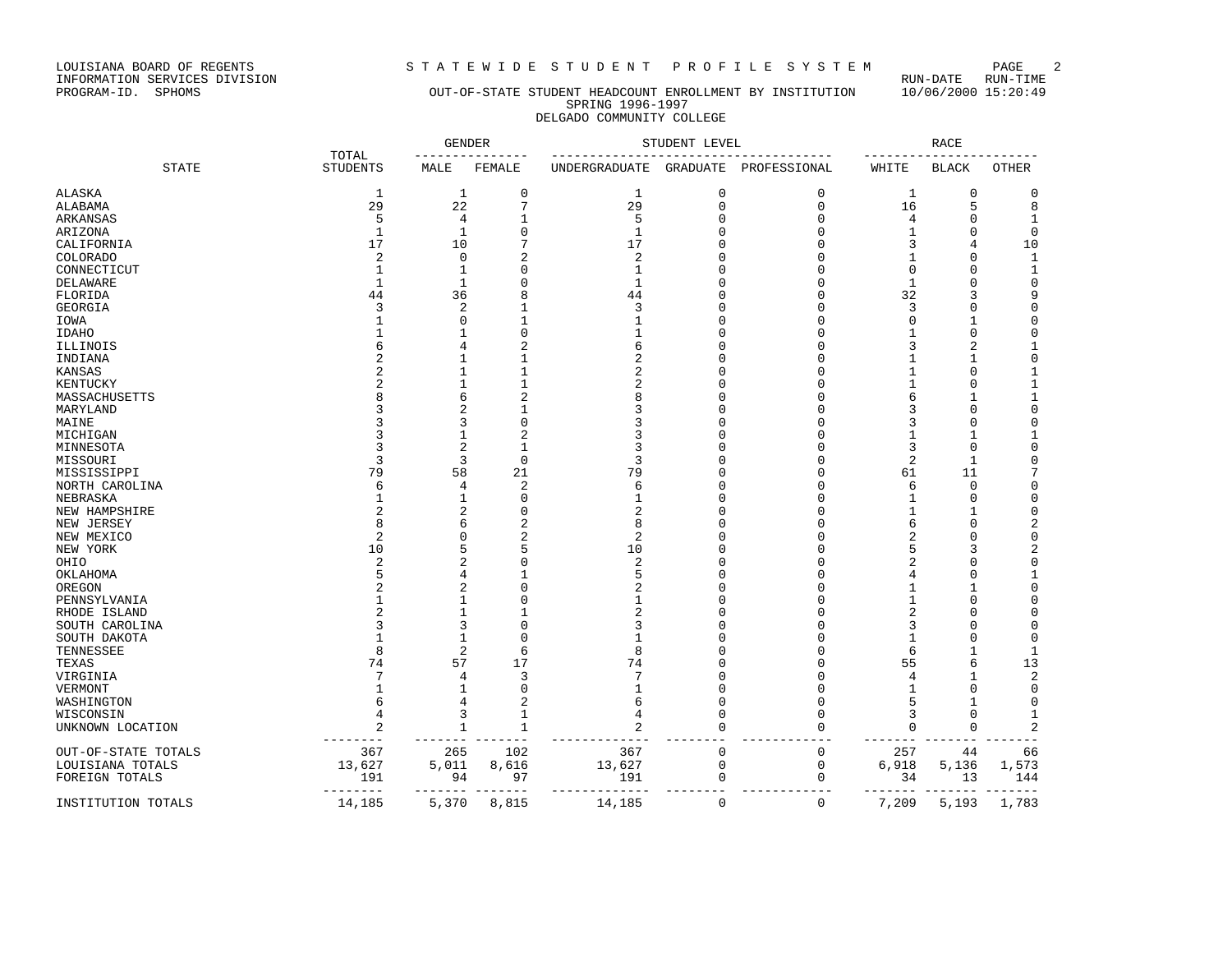LOUISIANA BOARD OF REGENTS — STATEWIDE STUDENT PROFILE SYSTEM
INFORMATION SERVICES DIVISION — RUN-DATE 10/06/2000 RUN-TIME 15:20:49
PROGRAM-ID. SPHOMS

# OUT-OF-STATE STUDENT HEADCOUNT ENROLLMENT BY INSTITUTION
## SPRING 1996-1997
## DELGADO COMMUNITY COLLEGE

| STATE | TOTAL STUDENTS | GENDER | | STUDENT LEVEL | | | RACE | | |
|---|---|---|---|---|---|---|---|---|---|
| | | MALE | FEMALE | UNDERGRADUATE | GRADUATE | PROFESSIONAL | WHITE | BLACK | OTHER |
| ALASKA | 1 | 1 | 0 | 1 | 0 | 0 | 1 | 0 | 0 |
| ALABAMA | 29 | 22 | 7 | 29 | 0 | 0 | 16 | 5 | 8 |
| ARKANSAS | 5 | 4 | 1 | 5 | 0 | 0 | 4 | 0 | 1 |
| ARIZONA | 1 | 1 | 0 | 1 | 0 | 0 | 1 | 0 | 0 |
| CALIFORNIA | 17 | 10 | 7 | 17 | 0 | 0 | 3 | 4 | 10 |
| COLORADO | 2 | 0 | 2 | 2 | 0 | 0 | 1 | 0 | 1 |
| CONNECTICUT | 1 | 1 | 0 | 1 | 0 | 0 | 0 | 0 | 1 |
| DELAWARE | 1 | 1 | 0 | 1 | 0 | 0 | 1 | 0 | 0 |
| FLORIDA | 44 | 36 | 8 | 44 | 0 | 0 | 32 | 3 | 9 |
| GEORGIA | 3 | 2 | 1 | 3 | 0 | 0 | 3 | 0 | 0 |
| IOWA | 1 | 0 | 1 | 1 | 0 | 0 | 0 | 1 | 0 |
| IDAHO | 1 | 1 | 0 | 1 | 0 | 0 | 1 | 0 | 0 |
| ILLINOIS | 6 | 4 | 2 | 6 | 0 | 0 | 3 | 2 | 1 |
| INDIANA | 2 | 1 | 1 | 2 | 0 | 0 | 1 | 1 | 0 |
| KANSAS | 2 | 1 | 1 | 2 | 0 | 0 | 1 | 0 | 1 |
| KENTUCKY | 2 | 1 | 1 | 2 | 0 | 0 | 1 | 0 | 1 |
| MASSACHUSETTS | 8 | 6 | 2 | 8 | 0 | 0 | 6 | 1 | 1 |
| MARYLAND | 3 | 2 | 1 | 3 | 0 | 0 | 3 | 0 | 0 |
| MAINE | 3 | 3 | 0 | 3 | 0 | 0 | 3 | 0 | 0 |
| MICHIGAN | 3 | 1 | 2 | 3 | 0 | 0 | 1 | 1 | 1 |
| MINNESOTA | 3 | 2 | 1 | 3 | 0 | 0 | 3 | 0 | 0 |
| MISSOURI | 3 | 3 | 0 | 3 | 0 | 0 | 2 | 1 | 0 |
| MISSISSIPPI | 79 | 58 | 21 | 79 | 0 | 0 | 61 | 11 | 7 |
| NORTH CAROLINA | 6 | 4 | 2 | 6 | 0 | 0 | 6 | 0 | 0 |
| NEBRASKA | 1 | 1 | 0 | 1 | 0 | 0 | 1 | 0 | 0 |
| NEW HAMPSHIRE | 2 | 2 | 0 | 2 | 0 | 0 | 1 | 1 | 0 |
| NEW JERSEY | 8 | 6 | 2 | 8 | 0 | 0 | 6 | 0 | 2 |
| NEW MEXICO | 2 | 0 | 2 | 2 | 0 | 0 | 2 | 0 | 0 |
| NEW YORK | 10 | 5 | 5 | 10 | 0 | 0 | 5 | 3 | 2 |
| OHIO | 2 | 2 | 0 | 2 | 0 | 0 | 2 | 0 | 0 |
| OKLAHOMA | 5 | 4 | 1 | 5 | 0 | 0 | 4 | 0 | 1 |
| OREGON | 2 | 2 | 0 | 2 | 0 | 0 | 1 | 1 | 0 |
| PENNSYLVANIA | 1 | 1 | 0 | 1 | 0 | 0 | 1 | 0 | 0 |
| RHODE ISLAND | 2 | 1 | 1 | 2 | 0 | 0 | 2 | 0 | 0 |
| SOUTH CAROLINA | 3 | 3 | 0 | 3 | 0 | 0 | 3 | 0 | 0 |
| SOUTH DAKOTA | 1 | 1 | 0 | 1 | 0 | 0 | 1 | 0 | 0 |
| TENNESSEE | 8 | 2 | 6 | 8 | 0 | 0 | 6 | 1 | 1 |
| TEXAS | 74 | 57 | 17 | 74 | 0 | 0 | 55 | 6 | 13 |
| VIRGINIA | 7 | 4 | 3 | 7 | 0 | 0 | 4 | 1 | 2 |
| VERMONT | 1 | 1 | 0 | 1 | 0 | 0 | 1 | 0 | 0 |
| WASHINGTON | 6 | 4 | 2 | 6 | 0 | 0 | 5 | 1 | 0 |
| WISCONSIN | 4 | 3 | 1 | 4 | 0 | 0 | 3 | 0 | 1 |
| UNKNOWN LOCATION | 2 | 1 | 1 | 2 | 0 | 0 | 0 | 0 | 2 |
| OUT-OF-STATE TOTALS | 367 | 265 | 102 | 367 | 0 | 0 | 257 | 44 | 66 |
| LOUISIANA TOTALS | 13,627 | 5,011 | 8,616 | 13,627 | 0 | 0 | 6,918 | 5,136 | 1,573 |
| FOREIGN TOTALS | 191 | 94 | 97 | 191 | 0 | 0 | 34 | 13 | 144 |
| INSTITUTION TOTALS | 14,185 | 5,370 | 8,815 | 14,185 | 0 | 0 | 7,209 | 5,193 | 1,783 |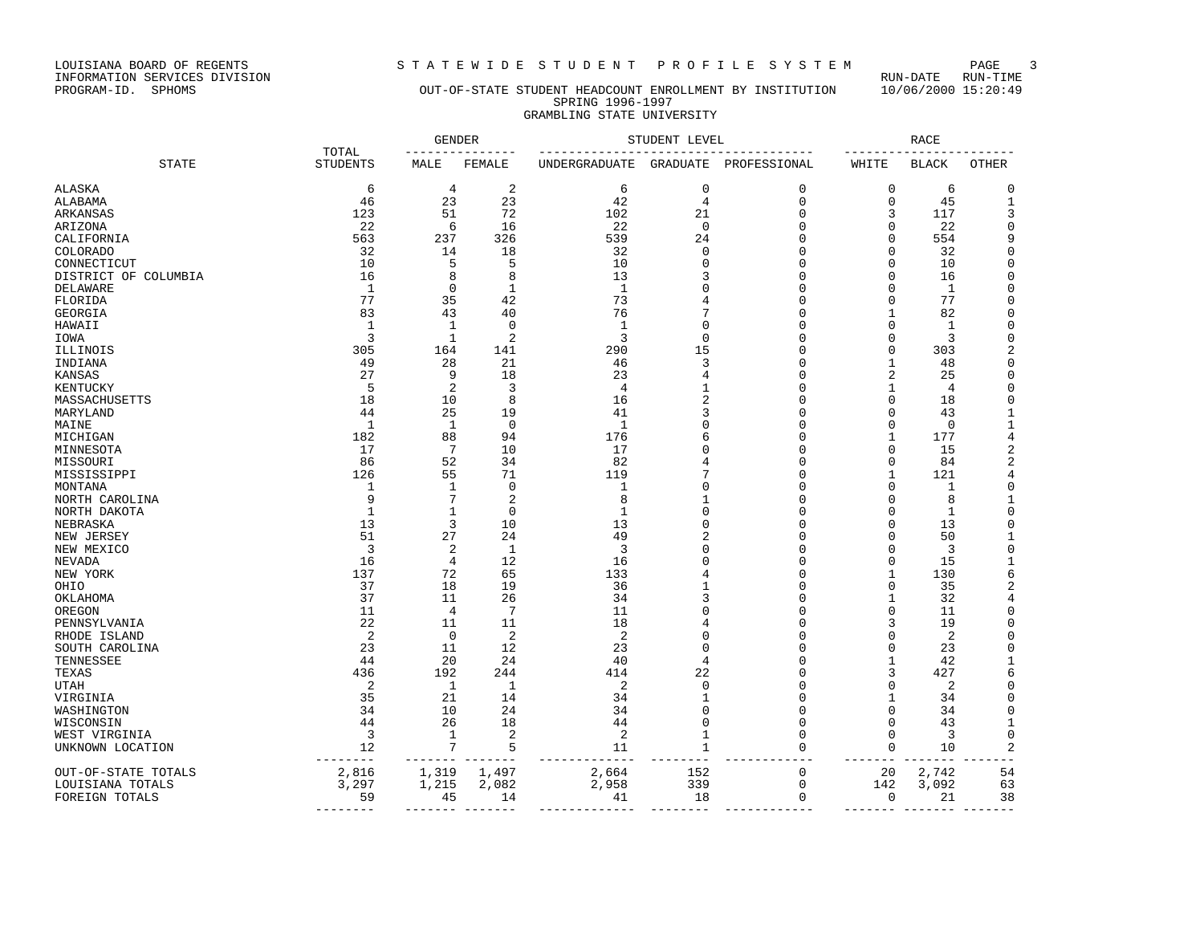LOUISIANA BOARD OF REGENTS
INFORMATION SERVICES DIVISION
PROGRAM-ID. SPHOMS

STATEWIDE STUDENT PROFILE SYSTEM

RUN-DATE RUN-TIME
10/06/2000 15:20:49

OUT-OF-STATE STUDENT HEADCOUNT ENROLLMENT BY INSTITUTION
SPRING 1996-1997
GRAMBLING STATE UNIVERSITY

| STATE | TOTAL STUDENTS | GENDER | | STUDENT LEVEL | | | RACE | | |
|---|---|---|---|---|---|---|---|---|---|
| | | MALE | FEMALE | UNDERGRADUATE | GRADUATE | PROFESSIONAL | WHITE | BLACK | OTHER |
| ALASKA | 6 | 4 | 2 | 6 | 0 | 0 | 0 | 6 | 0 |
| ALABAMA | 46 | 23 | 23 | 42 | 4 | 0 | 0 | 45 | 1 |
| ARKANSAS | 123 | 51 | 72 | 102 | 21 | 0 | 3 | 117 | 3 |
| ARIZONA | 22 | 6 | 16 | 22 | 0 | 0 | 0 | 22 | 0 |
| CALIFORNIA | 563 | 237 | 326 | 539 | 24 | 0 | 0 | 554 | 9 |
| COLORADO | 32 | 14 | 18 | 32 | 0 | 0 | 0 | 32 | 0 |
| CONNECTICUT | 10 | 5 | 5 | 10 | 0 | 0 | 0 | 10 | 0 |
| DISTRICT OF COLUMBIA | 16 | 8 | 8 | 13 | 3 | 0 | 0 | 16 | 0 |
| DELAWARE | 1 | 0 | 1 | 1 | 0 | 0 | 0 | 1 | 0 |
| FLORIDA | 77 | 35 | 42 | 73 | 4 | 0 | 0 | 77 | 0 |
| GEORGIA | 83 | 43 | 40 | 76 | 7 | 0 | 1 | 82 | 0 |
| HAWAII | 1 | 1 | 0 | 1 | 0 | 0 | 0 | 1 | 0 |
| IOWA | 3 | 1 | 2 | 3 | 0 | 0 | 0 | 3 | 0 |
| ILLINOIS | 305 | 164 | 141 | 290 | 15 | 0 | 0 | 303 | 2 |
| INDIANA | 49 | 28 | 21 | 46 | 3 | 0 | 1 | 48 | 0 |
| KANSAS | 27 | 9 | 18 | 23 | 4 | 0 | 2 | 25 | 0 |
| KENTUCKY | 5 | 2 | 3 | 4 | 1 | 0 | 1 | 4 | 0 |
| MASSACHUSETTS | 18 | 10 | 8 | 16 | 2 | 0 | 0 | 18 | 0 |
| MARYLAND | 44 | 25 | 19 | 41 | 3 | 0 | 0 | 43 | 1 |
| MAINE | 1 | 1 | 0 | 1 | 0 | 0 | 0 | 0 | 1 |
| MICHIGAN | 182 | 88 | 94 | 176 | 6 | 0 | 1 | 177 | 4 |
| MINNESOTA | 17 | 7 | 10 | 17 | 0 | 0 | 0 | 15 | 2 |
| MISSOURI | 86 | 52 | 34 | 82 | 4 | 0 | 0 | 84 | 2 |
| MISSISSIPPI | 126 | 55 | 71 | 119 | 7 | 0 | 1 | 121 | 4 |
| MONTANA | 1 | 1 | 0 | 1 | 0 | 0 | 0 | 1 | 0 |
| NORTH CAROLINA | 9 | 7 | 2 | 8 | 1 | 0 | 0 | 8 | 1 |
| NORTH DAKOTA | 1 | 1 | 0 | 1 | 0 | 0 | 0 | 1 | 0 |
| NEBRASKA | 13 | 3 | 10 | 13 | 0 | 0 | 0 | 13 | 0 |
| NEW JERSEY | 51 | 27 | 24 | 49 | 2 | 0 | 0 | 50 | 1 |
| NEW MEXICO | 3 | 2 | 1 | 3 | 0 | 0 | 0 | 3 | 0 |
| NEVADA | 16 | 4 | 12 | 16 | 0 | 0 | 0 | 15 | 1 |
| NEW YORK | 137 | 72 | 65 | 133 | 4 | 0 | 1 | 130 | 6 |
| OHIO | 37 | 18 | 19 | 36 | 1 | 0 | 0 | 35 | 2 |
| OKLAHOMA | 37 | 11 | 26 | 34 | 3 | 0 | 1 | 32 | 4 |
| OREGON | 11 | 4 | 7 | 11 | 0 | 0 | 0 | 11 | 0 |
| PENNSYLVANIA | 22 | 11 | 11 | 18 | 4 | 0 | 3 | 19 | 0 |
| RHODE ISLAND | 2 | 0 | 2 | 2 | 0 | 0 | 0 | 2 | 0 |
| SOUTH CAROLINA | 23 | 11 | 12 | 23 | 0 | 0 | 0 | 23 | 0 |
| TENNESSEE | 44 | 20 | 24 | 40 | 4 | 0 | 1 | 42 | 1 |
| TEXAS | 436 | 192 | 244 | 414 | 22 | 0 | 3 | 427 | 6 |
| UTAH | 2 | 1 | 1 | 2 | 0 | 0 | 0 | 2 | 0 |
| VIRGINIA | 35 | 21 | 14 | 34 | 1 | 0 | 1 | 34 | 0 |
| WASHINGTON | 34 | 10 | 24 | 34 | 0 | 0 | 0 | 34 | 0 |
| WISCONSIN | 44 | 26 | 18 | 44 | 0 | 0 | 0 | 43 | 1 |
| WEST VIRGINIA | 3 | 1 | 2 | 2 | 1 | 0 | 0 | 3 | 0 |
| UNKNOWN LOCATION | 12 | 7 | 5 | 11 | 1 | 0 | 0 | 10 | 2 |
| OUT-OF-STATE TOTALS | 2,816 | 1,319 | 1,497 | 2,664 | 152 | 0 | 20 | 2,742 | 54 |
| LOUISIANA TOTALS | 3,297 | 1,215 | 2,082 | 2,958 | 339 | 0 | 142 | 3,092 | 63 |
| FOREIGN TOTALS | 59 | 45 | 14 | 41 | 18 | 0 | 0 | 21 | 38 |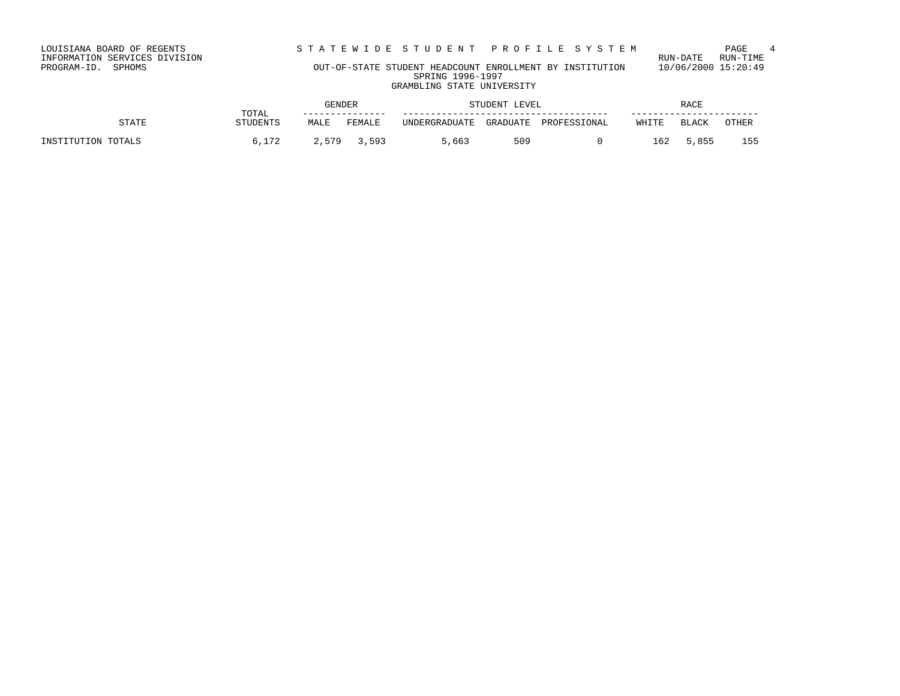LOUISIANA BOARD OF REGENTS
INFORMATION SERVICES DIVISION
PROGRAM-ID. SPHOMS

# S T A T E W I D E   S T U D E N T   P R O F I L E   S Y S T E M

RUN-DATE RUN-TIME
10/06/2000 15:20:49

## OUT-OF-STATE STUDENT HEADCOUNT ENROLLMENT BY INSTITUTION
SPRING 1996-1997
GRAMBLING STATE UNIVERSITY

| STATE | TOTAL STUDENTS | GENDER | | STUDENT LEVEL | | | RACE | | |
|---|---|---|---|---|---|---|---|---|---|
| | | MALE | FEMALE | UNDERGRADUATE | GRADUATE | PROFESSIONAL | WHITE | BLACK | OTHER |
| INSTITUTION TOTALS | 6,172 | 2,579 | 3,593 | 5,663 | 509 | 0 | 162 | 5,855 | 155 |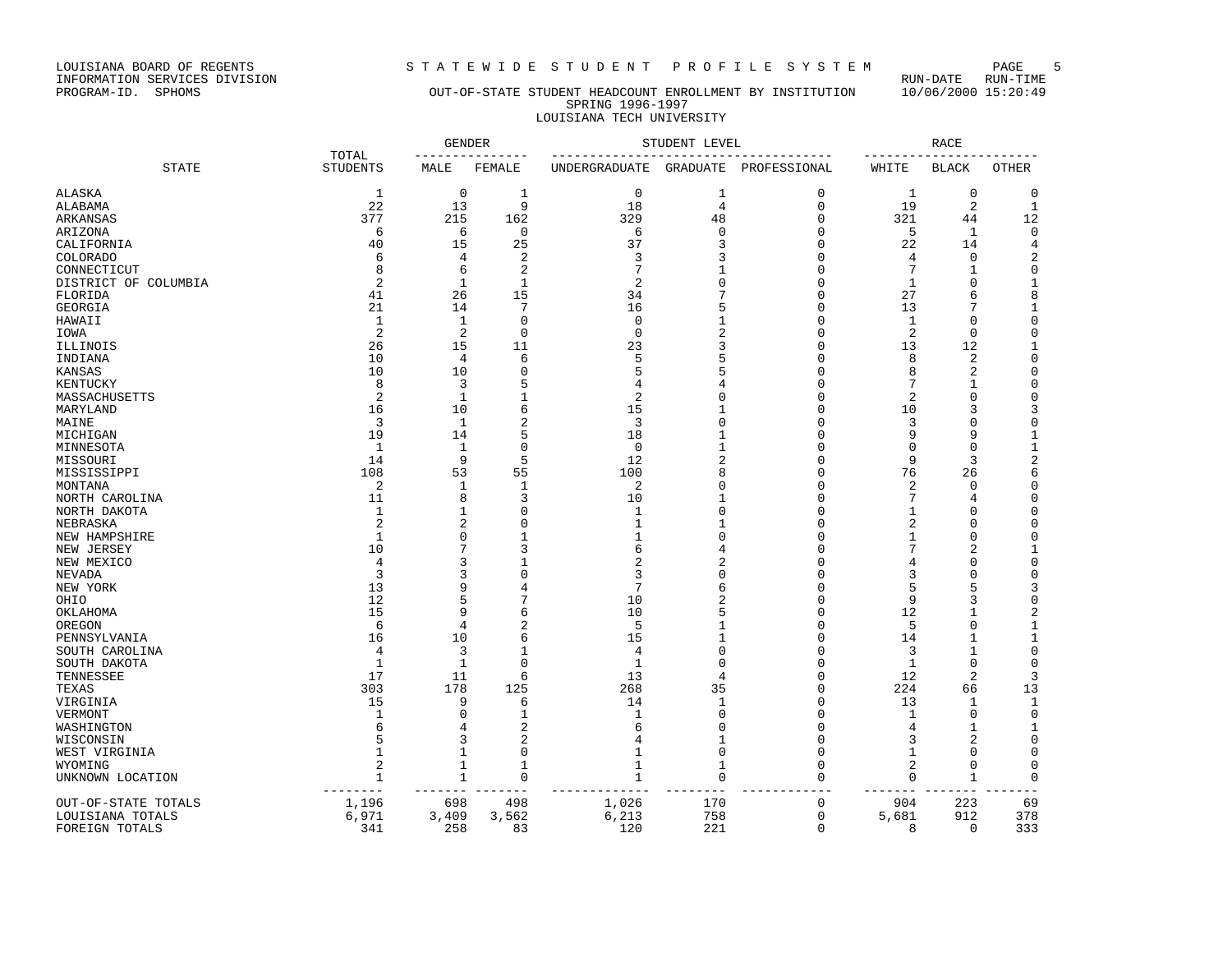LOUISIANA BOARD OF REGENTS
INFORMATION SERVICES DIVISION
PROGRAM-ID. SPHOMS

# STATEWIDE STUDENT PROFILE SYSTEM

## OUT-OF-STATE STUDENT HEADCOUNT ENROLLMENT BY INSTITUTION
### SPRING 1996-1997
### LOUISIANA TECH UNIVERSITY

RUN-DATE RUN-TIME
10/06/2000 15:20:49

| STATE | TOTAL STUDENTS | GENDER | | STUDENT LEVEL | | | RACE | | |
|---|---|---|---|---|---|---|---|---|---|
| | | MALE | FEMALE | UNDERGRADUATE | GRADUATE | PROFESSIONAL | WHITE | BLACK | OTHER |
| ALASKA | 1 | 0 | 1 | 0 | 1 | 0 | 1 | 0 | 0 |
| ALABAMA | 22 | 13 | 9 | 18 | 4 | 0 | 19 | 2 | 1 |
| ARKANSAS | 377 | 215 | 162 | 329 | 48 | 0 | 321 | 44 | 12 |
| ARIZONA | 6 | 6 | 0 | 6 | 0 | 0 | 5 | 1 | 0 |
| CALIFORNIA | 40 | 15 | 25 | 37 | 3 | 0 | 22 | 14 | 4 |
| COLORADO | 6 | 4 | 2 | 3 | 3 | 0 | 4 | 0 | 2 |
| CONNECTICUT | 8 | 6 | 2 | 7 | 1 | 0 | 7 | 1 | 0 |
| DISTRICT OF COLUMBIA | 2 | 1 | 1 | 2 | 0 | 0 | 1 | 0 | 1 |
| FLORIDA | 41 | 26 | 15 | 34 | 7 | 0 | 27 | 6 | 8 |
| GEORGIA | 21 | 14 | 7 | 16 | 5 | 0 | 13 | 7 | 1 |
| HAWAII | 1 | 1 | 0 | 0 | 1 | 0 | 1 | 0 | 0 |
| IOWA | 2 | 2 | 0 | 0 | 2 | 0 | 2 | 0 | 0 |
| ILLINOIS | 26 | 15 | 11 | 23 | 3 | 0 | 13 | 12 | 1 |
| INDIANA | 10 | 4 | 6 | 5 | 5 | 0 | 8 | 2 | 0 |
| KANSAS | 10 | 10 | 0 | 5 | 5 | 0 | 8 | 2 | 0 |
| KENTUCKY | 8 | 3 | 5 | 4 | 4 | 0 | 7 | 1 | 0 |
| MASSACHUSETTS | 2 | 1 | 1 | 2 | 0 | 0 | 2 | 0 | 0 |
| MARYLAND | 16 | 10 | 6 | 15 | 1 | 0 | 10 | 3 | 3 |
| MAINE | 3 | 1 | 2 | 3 | 0 | 0 | 3 | 0 | 0 |
| MICHIGAN | 19 | 14 | 5 | 18 | 1 | 0 | 9 | 9 | 1 |
| MINNESOTA | 1 | 1 | 0 | 0 | 1 | 0 | 0 | 0 | 1 |
| MISSOURI | 14 | 9 | 5 | 12 | 2 | 0 | 9 | 3 | 2 |
| MISSISSIPPI | 108 | 53 | 55 | 100 | 8 | 0 | 76 | 26 | 6 |
| MONTANA | 2 | 1 | 1 | 2 | 0 | 0 | 2 | 0 | 0 |
| NORTH CAROLINA | 11 | 8 | 3 | 10 | 1 | 0 | 7 | 4 | 0 |
| NORTH DAKOTA | 1 | 1 | 0 | 1 | 0 | 0 | 1 | 0 | 0 |
| NEBRASKA | 2 | 2 | 0 | 1 | 1 | 0 | 2 | 0 | 0 |
| NEW HAMPSHIRE | 1 | 0 | 1 | 1 | 0 | 0 | 1 | 0 | 0 |
| NEW JERSEY | 10 | 7 | 3 | 6 | 4 | 0 | 7 | 2 | 1 |
| NEW MEXICO | 4 | 3 | 1 | 2 | 2 | 0 | 4 | 0 | 0 |
| NEVADA | 3 | 3 | 0 | 3 | 0 | 0 | 3 | 0 | 0 |
| NEW YORK | 13 | 9 | 4 | 7 | 6 | 0 | 5 | 5 | 3 |
| OHIO | 12 | 5 | 7 | 10 | 2 | 0 | 9 | 3 | 0 |
| OKLAHOMA | 15 | 9 | 6 | 10 | 5 | 0 | 12 | 1 | 2 |
| OREGON | 6 | 4 | 2 | 5 | 1 | 0 | 5 | 0 | 1 |
| PENNSYLVANIA | 16 | 10 | 6 | 15 | 1 | 0 | 14 | 1 | 1 |
| SOUTH CAROLINA | 4 | 3 | 1 | 4 | 0 | 0 | 3 | 1 | 0 |
| SOUTH DAKOTA | 1 | 1 | 0 | 1 | 0 | 0 | 1 | 0 | 0 |
| TENNESSEE | 17 | 11 | 6 | 13 | 4 | 0 | 12 | 2 | 3 |
| TEXAS | 303 | 178 | 125 | 268 | 35 | 0 | 224 | 66 | 13 |
| VIRGINIA | 15 | 9 | 6 | 14 | 1 | 0 | 13 | 1 | 1 |
| VERMONT | 1 | 0 | 1 | 1 | 0 | 0 | 1 | 0 | 0 |
| WASHINGTON | 6 | 4 | 2 | 6 | 0 | 0 | 4 | 1 | 1 |
| WISCONSIN | 5 | 3 | 2 | 4 | 1 | 0 | 3 | 2 | 0 |
| WEST VIRGINIA | 1 | 1 | 0 | 1 | 0 | 0 | 1 | 0 | 0 |
| WYOMING | 2 | 1 | 1 | 1 | 1 | 0 | 2 | 0 | 0 |
| UNKNOWN LOCATION | 1 | 1 | 0 | 1 | 0 | 0 | 0 | 1 | 0 |
| OUT-OF-STATE TOTALS | 1,196 | 698 | 498 | 1,026 | 170 | 0 | 904 | 223 | 69 |
| LOUISIANA TOTALS | 6,971 | 3,409 | 3,562 | 6,213 | 758 | 0 | 5,681 | 912 | 378 |
| FOREIGN TOTALS | 341 | 258 | 83 | 120 | 221 | 0 | 8 | 0 | 333 |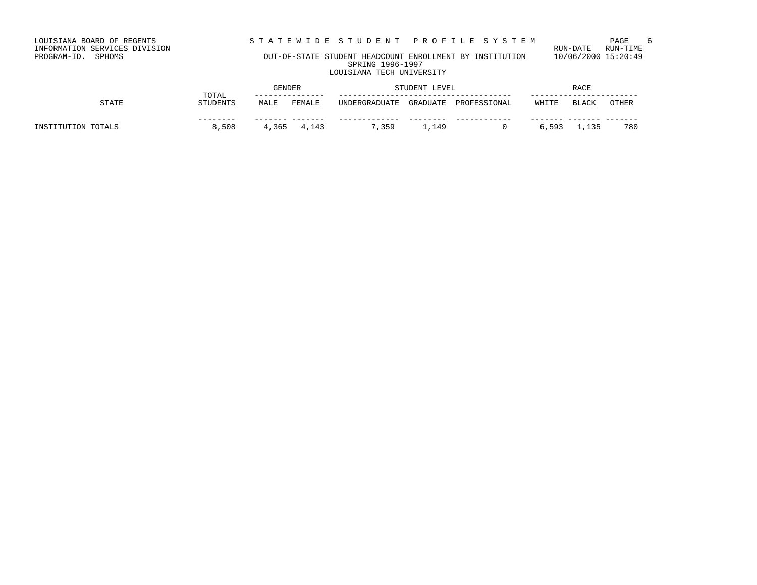LOUISIANA BOARD OF REGENTS
INFORMATION SERVICES DIVISION
PROGRAM-ID. SPHOMS

STATEWIDE STUDENT PROFILE SYSTEM

RUN-DATE RUN-TIME
10/06/2000 15:20:49

OUT-OF-STATE STUDENT HEADCOUNT ENROLLMENT BY INSTITUTION
SPRING 1996-1997
LOUISIANA TECH UNIVERSITY

| STATE | TOTAL STUDENTS | GENDER | | STUDENT LEVEL | | | RACE | | |
|---|---|---|---|---|---|---|---|---|---|
| | | MALE | FEMALE | UNDERGRADUATE | GRADUATE | PROFESSIONAL | WHITE | BLACK | OTHER |
| INSTITUTION TOTALS | 8,508 | 4,365 | 4,143 | 7,359 | 1,149 | 0 | 6,593 | 1,135 | 780 |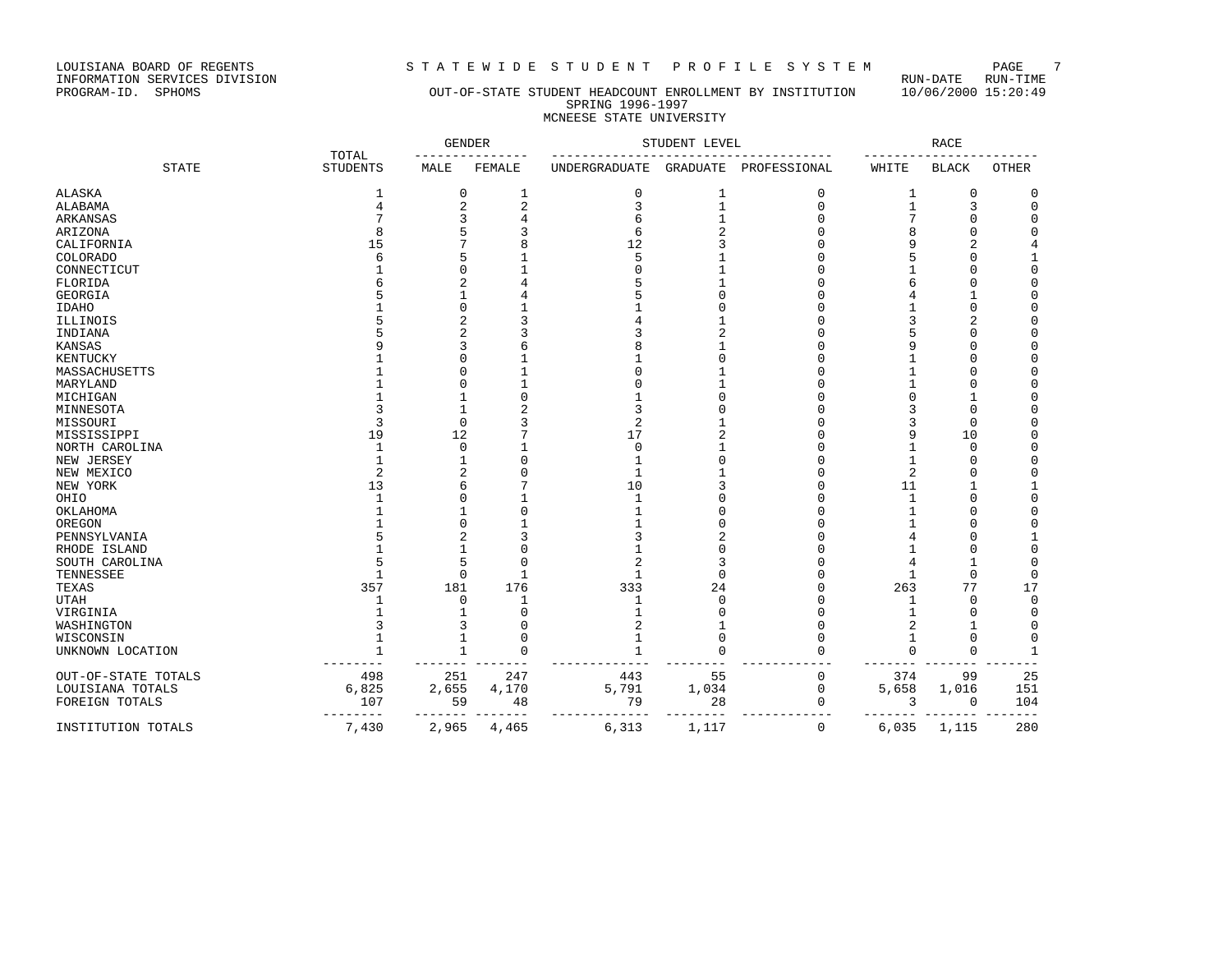LOUISIANA BOARD OF REGENTS
INFORMATION SERVICES DIVISION
PROGRAM-ID. SPHOMS

STATEWIDE STUDENT PROFILE SYSTEM

RUN-DATE RUN-TIME 10/06/2000 15:20:49

# OUT-OF-STATE STUDENT HEADCOUNT ENROLLMENT BY INSTITUTION
## SPRING 1996-1997
## MCNEESE STATE UNIVERSITY

| STATE | TOTAL STUDENTS | GENDER | | STUDENT LEVEL | | | RACE | | |
|---|---|---|---|---|---|---|---|---|---|
| | | MALE | FEMALE | UNDERGRADUATE | GRADUATE | PROFESSIONAL | WHITE | BLACK | OTHER |
| ALASKA | 1 | 0 | 1 | 0 | 1 | 0 | 1 | 0 | 0 |
| ALABAMA | 4 | 2 | 2 | 3 | 1 | 0 | 1 | 3 | 0 |
| ARKANSAS | 7 | 3 | 4 | 6 | 1 | 0 | 7 | 0 | 0 |
| ARIZONA | 8 | 5 | 3 | 6 | 2 | 0 | 8 | 0 | 0 |
| CALIFORNIA | 15 | 7 | 8 | 12 | 3 | 0 | 9 | 2 | 4 |
| COLORADO | 6 | 5 | 1 | 5 | 1 | 0 | 5 | 0 | 1 |
| CONNECTICUT | 1 | 0 | 1 | 0 | 1 | 0 | 1 | 0 | 0 |
| FLORIDA | 6 | 2 | 4 | 5 | 1 | 0 | 6 | 0 | 0 |
| GEORGIA | 5 | 1 | 4 | 5 | 0 | 0 | 4 | 1 | 0 |
| IDAHO | 1 | 0 | 1 | 1 | 0 | 0 | 1 | 0 | 0 |
| ILLINOIS | 5 | 2 | 3 | 4 | 1 | 0 | 3 | 2 | 0 |
| INDIANA | 5 | 2 | 3 | 3 | 2 | 0 | 5 | 0 | 0 |
| KANSAS | 9 | 3 | 6 | 8 | 1 | 0 | 9 | 0 | 0 |
| KENTUCKY | 1 | 0 | 1 | 1 | 0 | 0 | 1 | 0 | 0 |
| MASSACHUSETTS | 1 | 0 | 1 | 0 | 1 | 0 | 1 | 0 | 0 |
| MARYLAND | 1 | 0 | 1 | 0 | 1 | 0 | 1 | 0 | 0 |
| MICHIGAN | 1 | 1 | 0 | 1 | 0 | 0 | 0 | 1 | 0 |
| MINNESOTA | 3 | 1 | 2 | 3 | 0 | 0 | 3 | 0 | 0 |
| MISSOURI | 3 | 0 | 3 | 2 | 1 | 0 | 3 | 0 | 0 |
| MISSISSIPPI | 19 | 12 | 7 | 17 | 2 | 0 | 9 | 10 | 0 |
| NORTH CAROLINA | 1 | 0 | 1 | 0 | 1 | 0 | 1 | 0 | 0 |
| NEW JERSEY | 1 | 1 | 0 | 1 | 0 | 0 | 1 | 0 | 0 |
| NEW MEXICO | 2 | 2 | 0 | 1 | 1 | 0 | 2 | 0 | 0 |
| NEW YORK | 13 | 6 | 7 | 10 | 3 | 0 | 11 | 1 | 1 |
| OHIO | 1 | 0 | 1 | 1 | 0 | 0 | 1 | 0 | 0 |
| OKLAHOMA | 1 | 1 | 0 | 1 | 0 | 0 | 1 | 0 | 0 |
| OREGON | 1 | 0 | 1 | 1 | 0 | 0 | 1 | 0 | 0 |
| PENNSYLVANIA | 5 | 2 | 3 | 3 | 2 | 0 | 4 | 0 | 1 |
| RHODE ISLAND | 1 | 1 | 0 | 1 | 0 | 0 | 1 | 0 | 0 |
| SOUTH CAROLINA | 5 | 5 | 0 | 2 | 3 | 0 | 4 | 1 | 0 |
| TENNESSEE | 1 | 0 | 1 | 1 | 0 | 0 | 1 | 0 | 0 |
| TEXAS | 357 | 181 | 176 | 333 | 24 | 0 | 263 | 77 | 17 |
| UTAH | 1 | 0 | 1 | 1 | 0 | 0 | 1 | 0 | 0 |
| VIRGINIA | 1 | 1 | 0 | 1 | 0 | 0 | 1 | 0 | 0 |
| WASHINGTON | 3 | 3 | 0 | 2 | 1 | 0 | 2 | 1 | 0 |
| WISCONSIN | 1 | 1 | 0 | 1 | 0 | 0 | 1 | 0 | 0 |
| UNKNOWN LOCATION | 1 | 1 | 0 | 1 | 0 | 0 | 0 | 0 | 1 |
| OUT-OF-STATE TOTALS | 498 | 251 | 247 | 443 | 55 | 0 | 374 | 99 | 25 |
| LOUISIANA TOTALS | 6,825 | 2,655 | 4,170 | 5,791 | 1,034 | 0 | 5,658 | 1,016 | 151 |
| FOREIGN TOTALS | 107 | 59 | 48 | 79 | 28 | 0 | 3 | 0 | 104 |
| INSTITUTION TOTALS | 7,430 | 2,965 | 4,465 | 6,313 | 1,117 | 0 | 6,035 | 1,115 | 280 |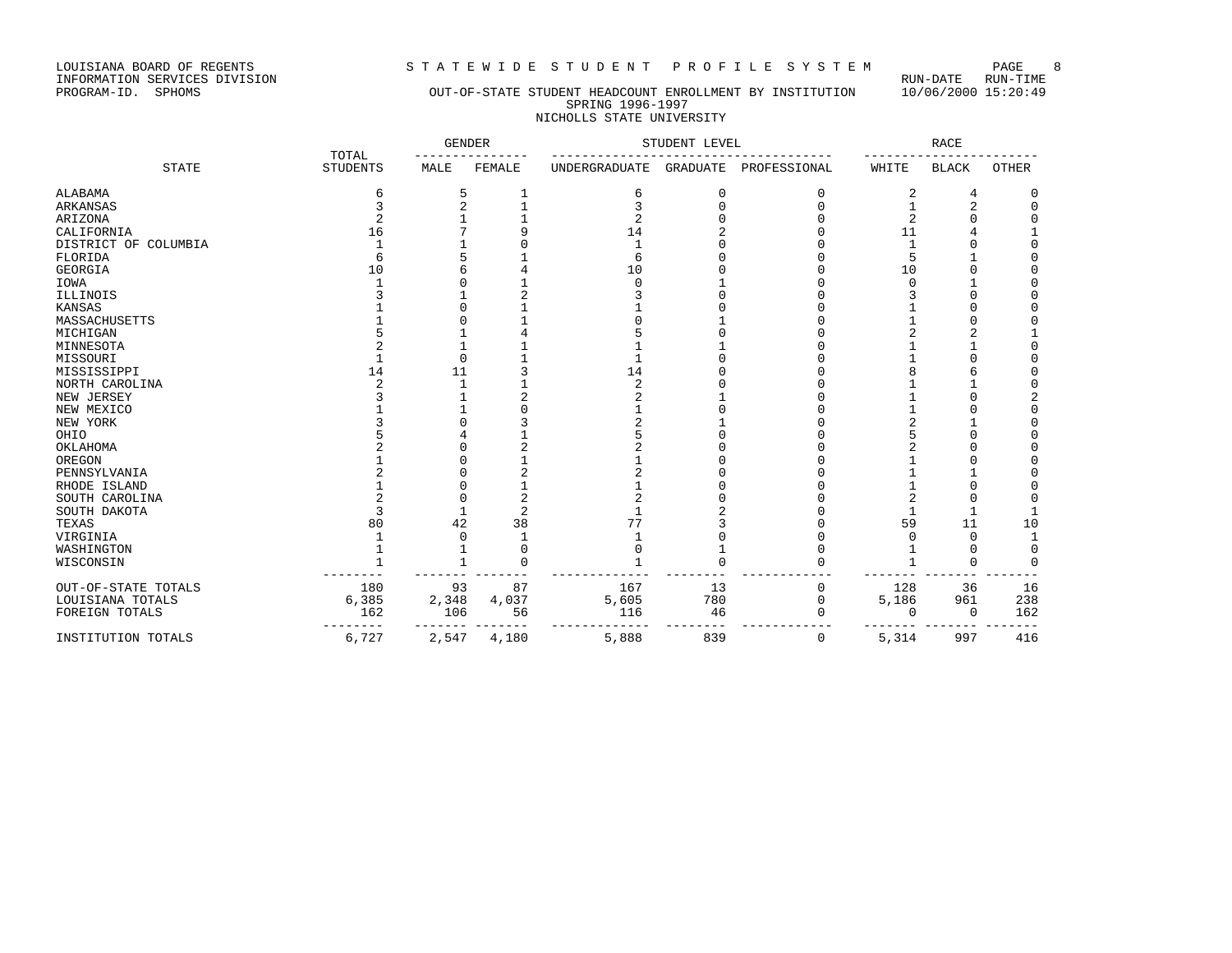LOUISIANA BOARD OF REGENTS — STATEWIDE STUDENT PROFILE SYSTEM
INFORMATION SERVICES DIVISION — RUN-DATE RUN-TIME
PROGRAM-ID. SPHOMS — 10/06/2000 15:20:49

## OUT-OF-STATE STUDENT HEADCOUNT ENROLLMENT BY INSTITUTION
### SPRING 1996-1997
### NICHOLLS STATE UNIVERSITY

| STATE | TOTAL STUDENTS | GENDER | | STUDENT LEVEL | | | RACE | | |
|---|---|---|---|---|---|---|---|---|---|
| | | MALE | FEMALE | UNDERGRADUATE | GRADUATE | PROFESSIONAL | WHITE | BLACK | OTHER |
| ALABAMA | 6 | 5 | 1 | 6 | 0 | 0 | 2 | 4 | 0 |
| ARKANSAS | 3 | 2 | 1 | 3 | 0 | 0 | 1 | 2 | 0 |
| ARIZONA | 2 | 1 | 1 | 2 | 0 | 0 | 2 | 0 | 0 |
| CALIFORNIA | 16 | 7 | 9 | 14 | 2 | 0 | 11 | 4 | 1 |
| DISTRICT OF COLUMBIA | 1 | 1 | 0 | 1 | 0 | 0 | 1 | 0 | 0 |
| FLORIDA | 6 | 5 | 1 | 6 | 0 | 0 | 5 | 1 | 0 |
| GEORGIA | 10 | 6 | 4 | 10 | 0 | 0 | 10 | 0 | 0 |
| IOWA | 1 | 0 | 1 | 0 | 1 | 0 | 0 | 1 | 0 |
| ILLINOIS | 3 | 1 | 2 | 3 | 0 | 0 | 3 | 0 | 0 |
| KANSAS | 1 | 0 | 1 | 1 | 0 | 0 | 1 | 0 | 0 |
| MASSACHUSETTS | 1 | 0 | 1 | 0 | 1 | 0 | 1 | 0 | 0 |
| MICHIGAN | 5 | 1 | 4 | 5 | 0 | 0 | 2 | 2 | 1 |
| MINNESOTA | 2 | 1 | 1 | 1 | 1 | 0 | 1 | 1 | 0 |
| MISSOURI | 1 | 0 | 1 | 1 | 0 | 0 | 1 | 0 | 0 |
| MISSISSIPPI | 14 | 11 | 3 | 14 | 0 | 0 | 8 | 6 | 0 |
| NORTH CAROLINA | 2 | 1 | 1 | 2 | 0 | 0 | 1 | 1 | 0 |
| NEW JERSEY | 3 | 1 | 2 | 2 | 1 | 0 | 1 | 0 | 2 |
| NEW MEXICO | 1 | 1 | 0 | 1 | 0 | 0 | 1 | 0 | 0 |
| NEW YORK | 3 | 0 | 3 | 2 | 1 | 0 | 2 | 1 | 0 |
| OHIO | 5 | 4 | 1 | 5 | 0 | 0 | 5 | 0 | 0 |
| OKLAHOMA | 2 | 0 | 2 | 2 | 0 | 0 | 2 | 0 | 0 |
| OREGON | 1 | 0 | 1 | 1 | 0 | 0 | 1 | 0 | 0 |
| PENNSYLVANIA | 2 | 0 | 2 | 2 | 0 | 0 | 1 | 1 | 0 |
| RHODE ISLAND | 1 | 0 | 1 | 1 | 0 | 0 | 1 | 0 | 0 |
| SOUTH CAROLINA | 2 | 0 | 2 | 2 | 0 | 0 | 2 | 0 | 0 |
| SOUTH DAKOTA | 3 | 1 | 2 | 1 | 2 | 0 | 1 | 1 | 1 |
| TEXAS | 80 | 42 | 38 | 77 | 3 | 0 | 59 | 11 | 10 |
| VIRGINIA | 1 | 0 | 1 | 1 | 0 | 0 | 0 | 0 | 1 |
| WASHINGTON | 1 | 1 | 0 | 0 | 1 | 0 | 1 | 0 | 0 |
| WISCONSIN | 1 | 1 | 0 | 1 | 0 | 0 | 1 | 0 | 0 |
| OUT-OF-STATE TOTALS | 180 | 93 | 87 | 167 | 13 | 0 | 128 | 36 | 16 |
| LOUISIANA TOTALS | 6,385 | 2,348 | 4,037 | 5,605 | 780 | 0 | 5,186 | 961 | 238 |
| FOREIGN TOTALS | 162 | 106 | 56 | 116 | 46 | 0 | 0 | 0 | 162 |
| INSTITUTION TOTALS | 6,727 | 2,547 | 4,180 | 5,888 | 839 | 0 | 5,314 | 997 | 416 |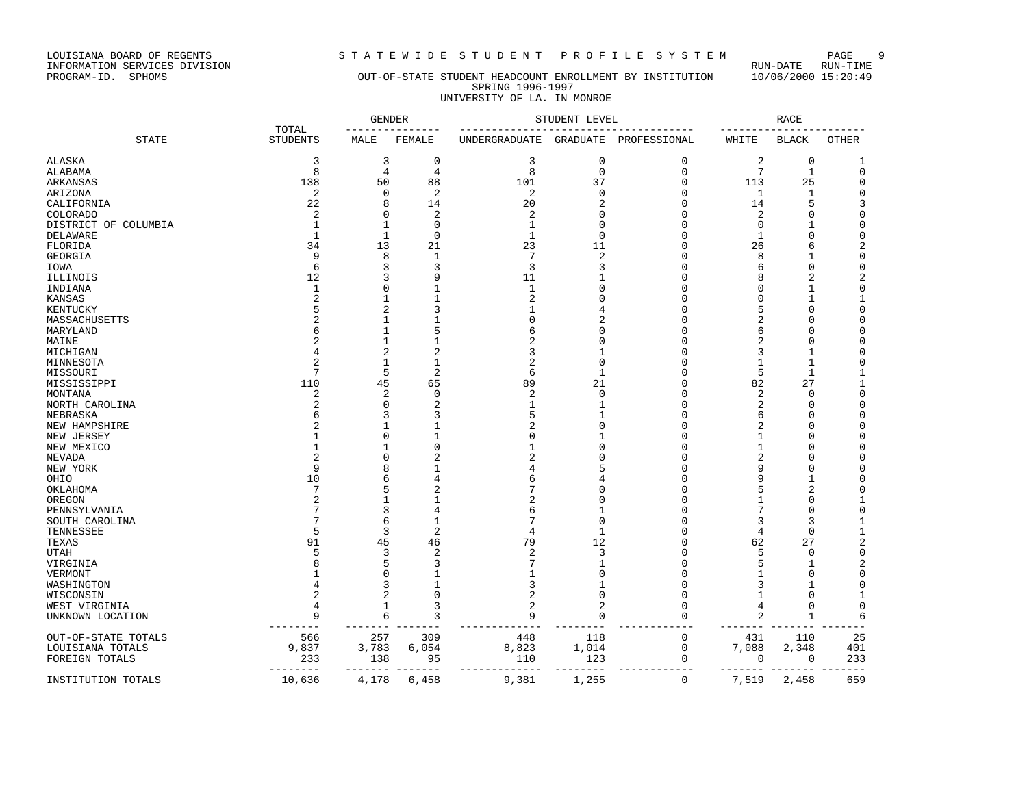LOUISIANA BOARD OF REGENTS
INFORMATION SERVICES DIVISION
PROGRAM-ID. SPHOMS

STATEWIDE STUDENT PROFILE SYSTEM

RUN-DATE RUN-TIME 10/06/2000 15:20:49

## OUT-OF-STATE STUDENT HEADCOUNT ENROLLMENT BY INSTITUTION
### SPRING 1996-1997
### UNIVERSITY OF LA. IN MONROE

| STATE | TOTAL STUDENTS | GENDER | | STUDENT LEVEL | | | RACE | | |
|---|---|---|---|---|---|---|---|---|---|
| | | MALE | FEMALE | UNDERGRADUATE | GRADUATE | PROFESSIONAL | WHITE | BLACK | OTHER |
| ALASKA | 3 | 3 | 0 | 3 | 0 | 0 | 2 | 0 | 1 |
| ALABAMA | 8 | 4 | 4 | 8 | 0 | 0 | 7 | 1 | 0 |
| ARKANSAS | 138 | 50 | 88 | 101 | 37 | 0 | 113 | 25 | 0 |
| ARIZONA | 2 | 0 | 2 | 2 | 0 | 0 | 1 | 1 | 0 |
| CALIFORNIA | 22 | 8 | 14 | 20 | 2 | 0 | 14 | 5 | 3 |
| COLORADO | 2 | 0 | 2 | 2 | 0 | 0 | 2 | 0 | 0 |
| DISTRICT OF COLUMBIA | 1 | 1 | 0 | 1 | 0 | 0 | 0 | 1 | 0 |
| DELAWARE | 1 | 1 | 0 | 1 | 0 | 0 | 1 | 0 | 0 |
| FLORIDA | 34 | 13 | 21 | 23 | 11 | 0 | 26 | 6 | 2 |
| GEORGIA | 9 | 8 | 1 | 7 | 2 | 0 | 8 | 1 | 0 |
| IOWA | 6 | 3 | 3 | 3 | 3 | 0 | 6 | 0 | 0 |
| ILLINOIS | 12 | 3 | 9 | 11 | 1 | 0 | 8 | 2 | 2 |
| INDIANA | 1 | 0 | 1 | 1 | 0 | 0 | 0 | 1 | 0 |
| KANSAS | 2 | 1 | 1 | 2 | 0 | 0 | 0 | 1 | 1 |
| KENTUCKY | 5 | 2 | 3 | 1 | 4 | 0 | 5 | 0 | 0 |
| MASSACHUSETTS | 2 | 1 | 1 | 0 | 2 | 0 | 2 | 0 | 0 |
| MARYLAND | 6 | 1 | 5 | 6 | 0 | 0 | 6 | 0 | 0 |
| MAINE | 2 | 1 | 1 | 2 | 0 | 0 | 2 | 0 | 0 |
| MICHIGAN | 4 | 2 | 2 | 3 | 1 | 0 | 3 | 1 | 0 |
| MINNESOTA | 2 | 1 | 1 | 2 | 0 | 0 | 1 | 1 | 0 |
| MISSOURI | 7 | 5 | 2 | 6 | 1 | 0 | 5 | 1 | 1 |
| MISSISSIPPI | 110 | 45 | 65 | 89 | 21 | 0 | 82 | 27 | 1 |
| MONTANA | 2 | 2 | 0 | 2 | 0 | 0 | 2 | 0 | 0 |
| NORTH CAROLINA | 2 | 0 | 2 | 1 | 1 | 0 | 2 | 0 | 0 |
| NEBRASKA | 6 | 3 | 3 | 5 | 1 | 0 | 6 | 0 | 0 |
| NEW HAMPSHIRE | 2 | 1 | 1 | 2 | 0 | 0 | 2 | 0 | 0 |
| NEW JERSEY | 1 | 0 | 1 | 0 | 1 | 0 | 1 | 0 | 0 |
| NEW MEXICO | 1 | 1 | 0 | 1 | 0 | 0 | 1 | 0 | 0 |
| NEVADA | 2 | 0 | 2 | 2 | 0 | 0 | 2 | 0 | 0 |
| NEW YORK | 9 | 8 | 1 | 4 | 5 | 0 | 9 | 0 | 0 |
| OHIO | 10 | 6 | 4 | 6 | 4 | 0 | 9 | 1 | 0 |
| OKLAHOMA | 7 | 5 | 2 | 7 | 0 | 0 | 5 | 2 | 0 |
| OREGON | 2 | 1 | 1 | 2 | 0 | 0 | 1 | 0 | 1 |
| PENNSYLVANIA | 7 | 3 | 4 | 6 | 1 | 0 | 7 | 0 | 0 |
| SOUTH CAROLINA | 7 | 6 | 1 | 7 | 0 | 0 | 3 | 3 | 1 |
| TENNESSEE | 5 | 3 | 2 | 4 | 1 | 0 | 4 | 0 | 1 |
| TEXAS | 91 | 45 | 46 | 79 | 12 | 0 | 62 | 27 | 2 |
| UTAH | 5 | 3 | 2 | 2 | 3 | 0 | 5 | 0 | 0 |
| VIRGINIA | 8 | 5 | 3 | 7 | 1 | 0 | 5 | 1 | 2 |
| VERMONT | 1 | 0 | 1 | 1 | 0 | 0 | 1 | 0 | 0 |
| WASHINGTON | 4 | 3 | 1 | 3 | 1 | 0 | 3 | 1 | 0 |
| WISCONSIN | 2 | 2 | 0 | 2 | 0 | 0 | 1 | 0 | 1 |
| WEST VIRGINIA | 4 | 1 | 3 | 2 | 2 | 0 | 4 | 0 | 0 |
| UNKNOWN LOCATION | 9 | 6 | 3 | 9 | 0 | 0 | 2 | 1 | 6 |
| OUT-OF-STATE TOTALS | 566 | 257 | 309 | 448 | 118 | 0 | 431 | 110 | 25 |
| LOUISIANA TOTALS | 9,837 | 3,783 | 6,054 | 8,823 | 1,014 | 0 | 7,088 | 2,348 | 401 |
| FOREIGN TOTALS | 233 | 138 | 95 | 110 | 123 | 0 | 0 | 0 | 233 |
| INSTITUTION TOTALS | 10,636 | 4,178 | 6,458 | 9,381 | 1,255 | 0 | 7,519 | 2,458 | 659 |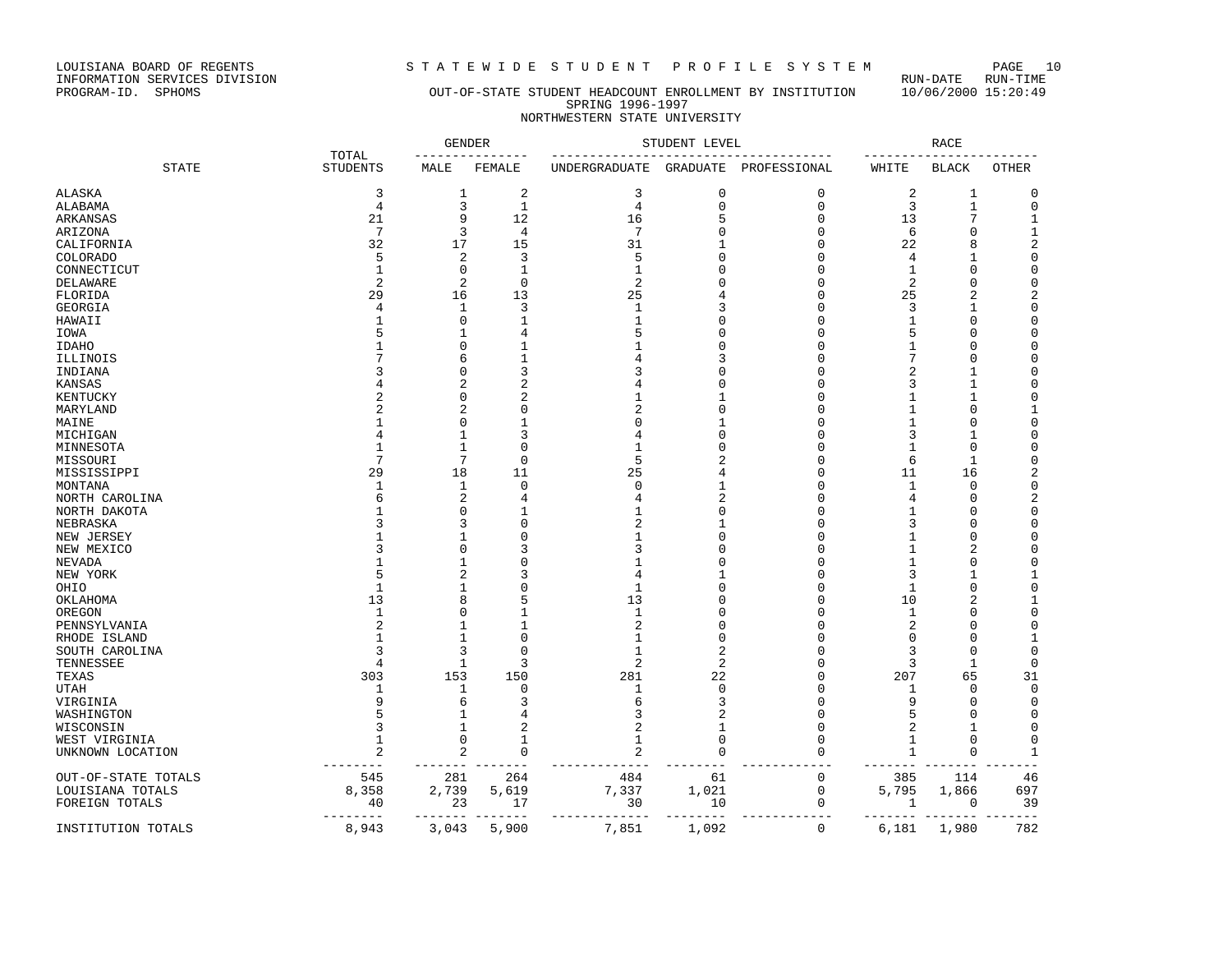LOUISIANA BOARD OF REGENTS
INFORMATION SERVICES DIVISION
PROGRAM-ID. SPHOMS

STATEWIDE STUDENT PROFILE SYSTEM

RUN-DATE RUN-TIME
10/06/2000 15:20:49

## OUT-OF-STATE STUDENT HEADCOUNT ENROLLMENT BY INSTITUTION
### SPRING 1996-1997
### NORTHWESTERN STATE UNIVERSITY

| STATE | TOTAL STUDENTS | GENDER | | STUDENT LEVEL | | | RACE | | |
|---|---|---|---|---|---|---|---|---|---|
| | | MALE | FEMALE | UNDERGRADUATE | GRADUATE | PROFESSIONAL | WHITE | BLACK | OTHER |
| ALASKA | 3 | 1 | 2 | 3 | 0 | 0 | 2 | 1 | 0 |
| ALABAMA | 4 | 3 | 1 | 4 | 0 | 0 | 3 | 1 | 0 |
| ARKANSAS | 21 | 9 | 12 | 16 | 5 | 0 | 13 | 7 | 1 |
| ARIZONA | 7 | 3 | 4 | 7 | 0 | 0 | 6 | 0 | 1 |
| CALIFORNIA | 32 | 17 | 15 | 31 | 1 | 0 | 22 | 8 | 2 |
| COLORADO | 5 | 2 | 3 | 5 | 0 | 0 | 4 | 1 | 0 |
| CONNECTICUT | 1 | 0 | 1 | 1 | 0 | 0 | 1 | 0 | 0 |
| DELAWARE | 2 | 2 | 0 | 2 | 0 | 0 | 2 | 0 | 0 |
| FLORIDA | 29 | 16 | 13 | 25 | 4 | 0 | 25 | 2 | 2 |
| GEORGIA | 4 | 1 | 3 | 1 | 3 | 0 | 3 | 1 | 0 |
| HAWAII | 1 | 0 | 1 | 1 | 0 | 0 | 1 | 0 | 0 |
| IOWA | 5 | 1 | 4 | 5 | 0 | 0 | 5 | 0 | 0 |
| IDAHO | 1 | 0 | 1 | 1 | 0 | 0 | 1 | 0 | 0 |
| ILLINOIS | 7 | 6 | 1 | 4 | 3 | 0 | 7 | 0 | 0 |
| INDIANA | 3 | 0 | 3 | 3 | 0 | 0 | 2 | 1 | 0 |
| KANSAS | 4 | 2 | 2 | 4 | 0 | 0 | 3 | 1 | 0 |
| KENTUCKY | 2 | 0 | 2 | 1 | 1 | 0 | 1 | 1 | 0 |
| MARYLAND | 2 | 2 | 0 | 2 | 0 | 0 | 1 | 0 | 1 |
| MAINE | 1 | 0 | 1 | 0 | 1 | 0 | 1 | 0 | 0 |
| MICHIGAN | 4 | 1 | 3 | 4 | 0 | 0 | 3 | 1 | 0 |
| MINNESOTA | 1 | 1 | 0 | 1 | 0 | 0 | 1 | 0 | 0 |
| MISSOURI | 7 | 7 | 0 | 5 | 2 | 0 | 6 | 1 | 0 |
| MISSISSIPPI | 29 | 18 | 11 | 25 | 4 | 0 | 11 | 16 | 2 |
| MONTANA | 1 | 1 | 0 | 0 | 1 | 0 | 1 | 0 | 0 |
| NORTH CAROLINA | 6 | 2 | 4 | 4 | 2 | 0 | 4 | 0 | 2 |
| NORTH DAKOTA | 1 | 0 | 1 | 1 | 0 | 0 | 1 | 0 | 0 |
| NEBRASKA | 3 | 3 | 0 | 2 | 1 | 0 | 3 | 0 | 0 |
| NEW JERSEY | 1 | 1 | 0 | 1 | 0 | 0 | 1 | 0 | 0 |
| NEW MEXICO | 3 | 0 | 3 | 3 | 0 | 0 | 1 | 2 | 0 |
| NEVADA | 1 | 1 | 0 | 1 | 0 | 0 | 1 | 0 | 0 |
| NEW YORK | 5 | 2 | 3 | 4 | 1 | 0 | 3 | 1 | 1 |
| OHIO | 1 | 1 | 0 | 1 | 0 | 0 | 1 | 0 | 0 |
| OKLAHOMA | 13 | 8 | 5 | 13 | 0 | 0 | 10 | 2 | 1 |
| OREGON | 1 | 0 | 1 | 1 | 0 | 0 | 1 | 0 | 0 |
| PENNSYLVANIA | 2 | 1 | 1 | 2 | 0 | 0 | 2 | 0 | 0 |
| RHODE ISLAND | 1 | 1 | 0 | 1 | 0 | 0 | 0 | 0 | 1 |
| SOUTH CAROLINA | 3 | 3 | 0 | 1 | 2 | 0 | 3 | 0 | 0 |
| TENNESSEE | 4 | 1 | 3 | 2 | 2 | 0 | 3 | 1 | 0 |
| TEXAS | 303 | 153 | 150 | 281 | 22 | 0 | 207 | 65 | 31 |
| UTAH | 1 | 1 | 0 | 1 | 0 | 0 | 1 | 0 | 0 |
| VIRGINIA | 9 | 6 | 3 | 6 | 3 | 0 | 9 | 0 | 0 |
| WASHINGTON | 5 | 1 | 4 | 3 | 2 | 0 | 5 | 0 | 0 |
| WISCONSIN | 3 | 1 | 2 | 2 | 1 | 0 | 2 | 1 | 0 |
| WEST VIRGINIA | 1 | 0 | 1 | 1 | 0 | 0 | 1 | 0 | 0 |
| UNKNOWN LOCATION | 2 | 2 | 0 | 2 | 0 | 0 | 1 | 0 | 1 |
| OUT-OF-STATE TOTALS | 545 | 281 | 264 | 484 | 61 | 0 | 385 | 114 | 46 |
| LOUISIANA TOTALS | 8,358 | 2,739 | 5,619 | 7,337 | 1,021 | 0 | 5,795 | 1,866 | 697 |
| FOREIGN TOTALS | 40 | 23 | 17 | 30 | 10 | 0 | 1 | 0 | 39 |
| INSTITUTION TOTALS | 8,943 | 3,043 | 5,900 | 7,851 | 1,092 | 0 | 6,181 | 1,980 | 782 |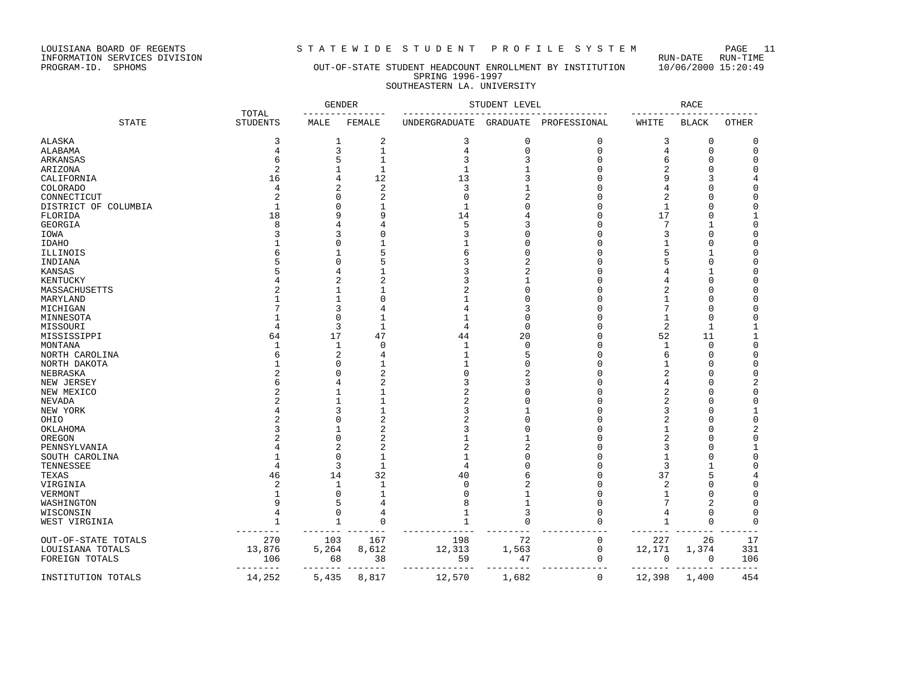LOUISIANA BOARD OF REGENTS — S T A T E W I D E   S T U D E N T   P R O F I L E   S Y S T E M

INFORMATION SERVICES DIVISION — RUN-DATE RUN-TIME

PROGRAM-ID. SPHOMS — OUT-OF-STATE STUDENT HEADCOUNT ENROLLMENT BY INSTITUTION — 10/06/2000 15:20:49

SPRING 1996-1997

SOUTHEASTERN LA. UNIVERSITY

| STATE | TOTAL STUDENTS | GENDER | | STUDENT LEVEL | | | RACE | | |
|---|---|---|---|---|---|---|---|---|---|
| | | MALE | FEMALE | UNDERGRADUATE | GRADUATE | PROFESSIONAL | WHITE | BLACK | OTHER |
| ALASKA | 3 | 1 | 2 | 3 | 0 | 0 | 3 | 0 | 0 |
| ALABAMA | 4 | 3 | 1 | 4 | 0 | 0 | 4 | 0 | 0 |
| ARKANSAS | 6 | 5 | 1 | 3 | 3 | 0 | 6 | 0 | 0 |
| ARIZONA | 2 | 1 | 1 | 1 | 1 | 0 | 2 | 0 | 0 |
| CALIFORNIA | 16 | 4 | 12 | 13 | 3 | 0 | 9 | 3 | 4 |
| COLORADO | 4 | 2 | 2 | 3 | 1 | 0 | 4 | 0 | 0 |
| CONNECTICUT | 2 | 0 | 2 | 0 | 2 | 0 | 2 | 0 | 0 |
| DISTRICT OF COLUMBIA | 1 | 0 | 1 | 1 | 0 | 0 | 1 | 0 | 0 |
| FLORIDA | 18 | 9 | 9 | 14 | 4 | 0 | 17 | 0 | 1 |
| GEORGIA | 8 | 4 | 4 | 5 | 3 | 0 | 7 | 1 | 0 |
| IOWA | 3 | 3 | 0 | 3 | 0 | 0 | 3 | 0 | 0 |
| IDAHO | 1 | 0 | 1 | 1 | 0 | 0 | 1 | 0 | 0 |
| ILLINOIS | 6 | 1 | 5 | 6 | 0 | 0 | 5 | 1 | 0 |
| INDIANA | 5 | 0 | 5 | 3 | 2 | 0 | 5 | 0 | 0 |
| KANSAS | 5 | 4 | 1 | 3 | 2 | 0 | 4 | 1 | 0 |
| KENTUCKY | 4 | 2 | 2 | 3 | 1 | 0 | 4 | 0 | 0 |
| MASSACHUSETTS | 2 | 1 | 1 | 2 | 0 | 0 | 2 | 0 | 0 |
| MARYLAND | 1 | 1 | 0 | 1 | 0 | 0 | 1 | 0 | 0 |
| MICHIGAN | 7 | 3 | 4 | 4 | 3 | 0 | 7 | 0 | 0 |
| MINNESOTA | 1 | 0 | 1 | 1 | 0 | 0 | 1 | 0 | 0 |
| MISSOURI | 4 | 3 | 1 | 4 | 0 | 0 | 2 | 1 | 1 |
| MISSISSIPPI | 64 | 17 | 47 | 44 | 20 | 0 | 52 | 11 | 1 |
| MONTANA | 1 | 1 | 0 | 1 | 0 | 0 | 1 | 0 | 0 |
| NORTH CAROLINA | 6 | 2 | 4 | 1 | 5 | 0 | 6 | 0 | 0 |
| NORTH DAKOTA | 1 | 0 | 1 | 1 | 0 | 0 | 1 | 0 | 0 |
| NEBRASKA | 2 | 0 | 2 | 0 | 2 | 0 | 2 | 0 | 0 |
| NEW JERSEY | 6 | 4 | 2 | 3 | 3 | 0 | 4 | 0 | 2 |
| NEW MEXICO | 2 | 1 | 1 | 2 | 0 | 0 | 2 | 0 | 0 |
| NEVADA | 2 | 1 | 1 | 2 | 0 | 0 | 2 | 0 | 0 |
| NEW YORK | 4 | 3 | 1 | 3 | 1 | 0 | 3 | 0 | 1 |
| OHIO | 2 | 0 | 2 | 2 | 0 | 0 | 2 | 0 | 0 |
| OKLAHOMA | 3 | 1 | 2 | 3 | 0 | 0 | 1 | 0 | 2 |
| OREGON | 2 | 0 | 2 | 1 | 1 | 0 | 2 | 0 | 0 |
| PENNSYLVANIA | 4 | 2 | 2 | 2 | 2 | 0 | 3 | 0 | 1 |
| SOUTH CAROLINA | 1 | 0 | 1 | 1 | 0 | 0 | 1 | 0 | 0 |
| TENNESSEE | 4 | 3 | 1 | 4 | 0 | 0 | 3 | 1 | 0 |
| TEXAS | 46 | 14 | 32 | 40 | 6 | 0 | 37 | 5 | 4 |
| VIRGINIA | 2 | 1 | 1 | 0 | 2 | 0 | 2 | 0 | 0 |
| VERMONT | 1 | 0 | 1 | 0 | 1 | 0 | 1 | 0 | 0 |
| WASHINGTON | 9 | 5 | 4 | 8 | 1 | 0 | 7 | 2 | 0 |
| WISCONSIN | 4 | 0 | 4 | 1 | 3 | 0 | 4 | 0 | 0 |
| WEST VIRGINIA | 1 | 1 | 0 | 1 | 0 | 0 | 1 | 0 | 0 |
| OUT-OF-STATE TOTALS | 270 | 103 | 167 | 198 | 72 | 0 | 227 | 26 | 17 |
| LOUISIANA TOTALS | 13,876 | 5,264 | 8,612 | 12,313 | 1,563 | 0 | 12,171 | 1,374 | 331 |
| FOREIGN TOTALS | 106 | 68 | 38 | 59 | 47 | 0 | 0 | 0 | 106 |
| INSTITUTION TOTALS | 14,252 | 5,435 | 8,817 | 12,570 | 1,682 | 0 | 12,398 | 1,400 | 454 |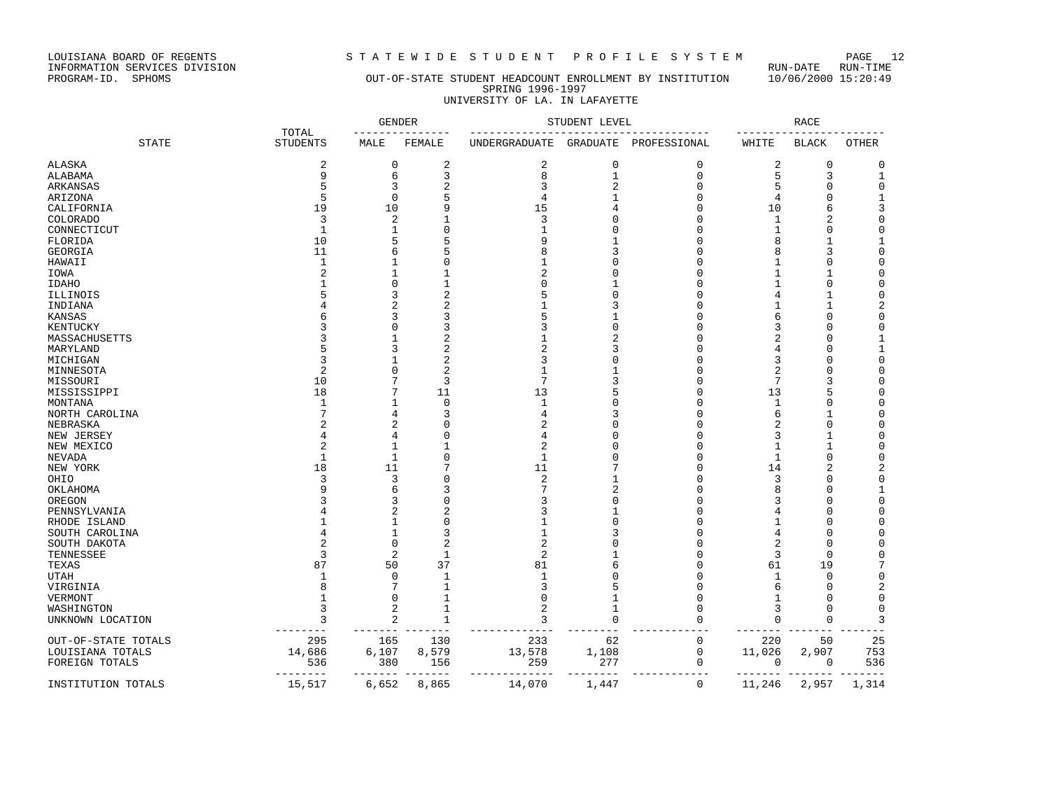LOUISIANA BOARD OF REGENTS
INFORMATION SERVICES DIVISION
PROGRAM-ID. SPHOMS

# STATEWIDE STUDENT PROFILE SYSTEM

RUN-DATE RUN-TIME
10/06/2000 15:20:49

## OUT-OF-STATE STUDENT HEADCOUNT ENROLLMENT BY INSTITUTION
### SPRING 1996-1997
### UNIVERSITY OF LA. IN LAFAYETTE

| STATE | TOTAL STUDENTS | GENDER | | STUDENT LEVEL | | | RACE | | |
|---|---|---|---|---|---|---|---|---|---|
| | | MALE | FEMALE | UNDERGRADUATE | GRADUATE | PROFESSIONAL | WHITE | BLACK | OTHER |
| ALASKA | 2 | 0 | 2 | 2 | 0 | 0 | 2 | 0 | 0 |
| ALABAMA | 9 | 6 | 3 | 8 | 1 | 0 | 5 | 3 | 1 |
| ARKANSAS | 5 | 3 | 2 | 3 | 2 | 0 | 5 | 0 | 0 |
| ARIZONA | 5 | 0 | 5 | 4 | 1 | 0 | 4 | 0 | 1 |
| CALIFORNIA | 19 | 10 | 9 | 15 | 4 | 0 | 10 | 6 | 3 |
| COLORADO | 3 | 2 | 1 | 3 | 0 | 0 | 1 | 2 | 0 |
| CONNECTICUT | 1 | 1 | 0 | 1 | 0 | 0 | 1 | 0 | 0 |
| FLORIDA | 10 | 5 | 5 | 9 | 1 | 0 | 8 | 1 | 1 |
| GEORGIA | 11 | 6 | 5 | 8 | 3 | 0 | 8 | 3 | 0 |
| HAWAII | 1 | 1 | 0 | 1 | 0 | 0 | 1 | 0 | 0 |
| IOWA | 2 | 1 | 1 | 2 | 0 | 0 | 1 | 1 | 0 |
| IDAHO | 1 | 0 | 1 | 0 | 1 | 0 | 1 | 0 | 0 |
| ILLINOIS | 5 | 3 | 2 | 5 | 0 | 0 | 4 | 1 | 0 |
| INDIANA | 4 | 2 | 2 | 1 | 3 | 0 | 1 | 1 | 2 |
| KANSAS | 6 | 3 | 3 | 5 | 1 | 0 | 6 | 0 | 0 |
| KENTUCKY | 3 | 0 | 3 | 3 | 0 | 0 | 3 | 0 | 0 |
| MASSACHUSETTS | 3 | 1 | 2 | 1 | 2 | 0 | 2 | 0 | 1 |
| MARYLAND | 5 | 3 | 2 | 2 | 3 | 0 | 4 | 0 | 1 |
| MICHIGAN | 3 | 1 | 2 | 3 | 0 | 0 | 3 | 0 | 0 |
| MINNESOTA | 2 | 0 | 2 | 1 | 1 | 0 | 2 | 0 | 0 |
| MISSOURI | 10 | 7 | 3 | 7 | 3 | 0 | 7 | 3 | 0 |
| MISSISSIPPI | 18 | 7 | 11 | 13 | 5 | 0 | 13 | 5 | 0 |
| MONTANA | 1 | 1 | 0 | 1 | 0 | 0 | 1 | 0 | 0 |
| NORTH CAROLINA | 7 | 4 | 3 | 4 | 3 | 0 | 6 | 1 | 0 |
| NEBRASKA | 2 | 2 | 0 | 2 | 0 | 0 | 2 | 0 | 0 |
| NEW JERSEY | 4 | 4 | 0 | 4 | 0 | 0 | 3 | 1 | 0 |
| NEW MEXICO | 2 | 1 | 1 | 2 | 0 | 0 | 1 | 1 | 0 |
| NEVADA | 1 | 1 | 0 | 1 | 0 | 0 | 1 | 0 | 0 |
| NEW YORK | 18 | 11 | 7 | 11 | 7 | 0 | 14 | 2 | 2 |
| OHIO | 3 | 3 | 0 | 2 | 1 | 0 | 3 | 0 | 0 |
| OKLAHOMA | 9 | 6 | 3 | 7 | 2 | 0 | 8 | 0 | 1 |
| OREGON | 3 | 3 | 0 | 3 | 0 | 0 | 3 | 0 | 0 |
| PENNSYLVANIA | 4 | 2 | 2 | 3 | 1 | 0 | 4 | 0 | 0 |
| RHODE ISLAND | 1 | 1 | 0 | 1 | 0 | 0 | 1 | 0 | 0 |
| SOUTH CAROLINA | 4 | 1 | 3 | 1 | 3 | 0 | 4 | 0 | 0 |
| SOUTH DAKOTA | 2 | 0 | 2 | 2 | 0 | 0 | 2 | 0 | 0 |
| TENNESSEE | 3 | 2 | 1 | 2 | 1 | 0 | 3 | 0 | 0 |
| TEXAS | 87 | 50 | 37 | 81 | 6 | 0 | 61 | 19 | 7 |
| UTAH | 1 | 0 | 1 | 1 | 0 | 0 | 1 | 0 | 0 |
| VIRGINIA | 8 | 7 | 1 | 3 | 5 | 0 | 6 | 0 | 2 |
| VERMONT | 1 | 0 | 1 | 0 | 1 | 0 | 1 | 0 | 0 |
| WASHINGTON | 3 | 2 | 1 | 2 | 1 | 0 | 3 | 0 | 0 |
| UNKNOWN LOCATION | 3 | 2 | 1 | 3 | 0 | 0 | 0 | 0 | 3 |
| OUT-OF-STATE TOTALS | 295 | 165 | 130 | 233 | 62 | 0 | 220 | 50 | 25 |
| LOUISIANA TOTALS | 14,686 | 6,107 | 8,579 | 13,578 | 1,108 | 0 | 11,026 | 2,907 | 753 |
| FOREIGN TOTALS | 536 | 380 | 156 | 259 | 277 | 0 | 0 | 0 | 536 |
| INSTITUTION TOTALS | 15,517 | 6,652 | 8,865 | 14,070 | 1,447 | 0 | 11,246 | 2,957 | 1,314 |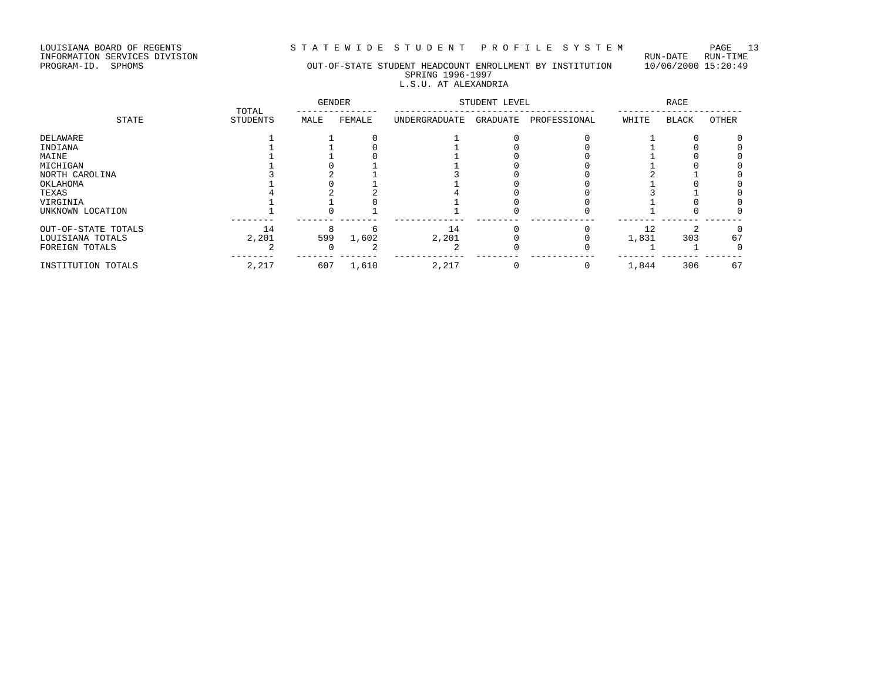LOUISIANA BOARD OF REGENTS
INFORMATION SERVICES DIVISION
PROGRAM-ID. SPHOMS

# STATEWIDE STUDENT PROFILE SYSTEM

RUN-DATE RUN-TIME
10/06/2000 15:20:49

## OUT-OF-STATE STUDENT HEADCOUNT ENROLLMENT BY INSTITUTION
### SPRING 1996-1997
### L.S.U. AT ALEXANDRIA

| STATE | TOTAL STUDENTS | GENDER | | STUDENT LEVEL | | | RACE | | |
|---|---|---|---|---|---|---|---|---|---|
| | | MALE | FEMALE | UNDERGRADUATE | GRADUATE | PROFESSIONAL | WHITE | BLACK | OTHER |
| DELAWARE | 1 | 1 | 0 | 1 | 0 | 0 | 1 | 0 | 0 |
| INDIANA | 1 | 1 | 0 | 1 | 0 | 0 | 1 | 0 | 0 |
| MAINE | 1 | 1 | 0 | 1 | 0 | 0 | 1 | 0 | 0 |
| MICHIGAN | 1 | 0 | 1 | 1 | 0 | 0 | 1 | 0 | 0 |
| NORTH CAROLINA | 3 | 2 | 1 | 3 | 0 | 0 | 2 | 1 | 0 |
| OKLAHOMA | 1 | 0 | 1 | 1 | 0 | 0 | 1 | 0 | 0 |
| TEXAS | 4 | 2 | 2 | 4 | 0 | 0 | 3 | 1 | 0 |
| VIRGINIA | 1 | 1 | 0 | 1 | 0 | 0 | 1 | 0 | 0 |
| UNKNOWN LOCATION | 1 | 0 | 1 | 1 | 0 | 0 | 1 | 0 | 0 |
| OUT-OF-STATE TOTALS | 14 | 8 | 6 | 14 | 0 | 0 | 12 | 2 | 0 |
| LOUISIANA TOTALS | 2,201 | 599 | 1,602 | 2,201 | 0 | 0 | 1,831 | 303 | 67 |
| FOREIGN TOTALS | 2 | 0 | 2 | 2 | 0 | 0 | 1 | 1 | 0 |
| INSTITUTION TOTALS | 2,217 | 607 | 1,610 | 2,217 | 0 | 0 | 1,844 | 306 | 67 |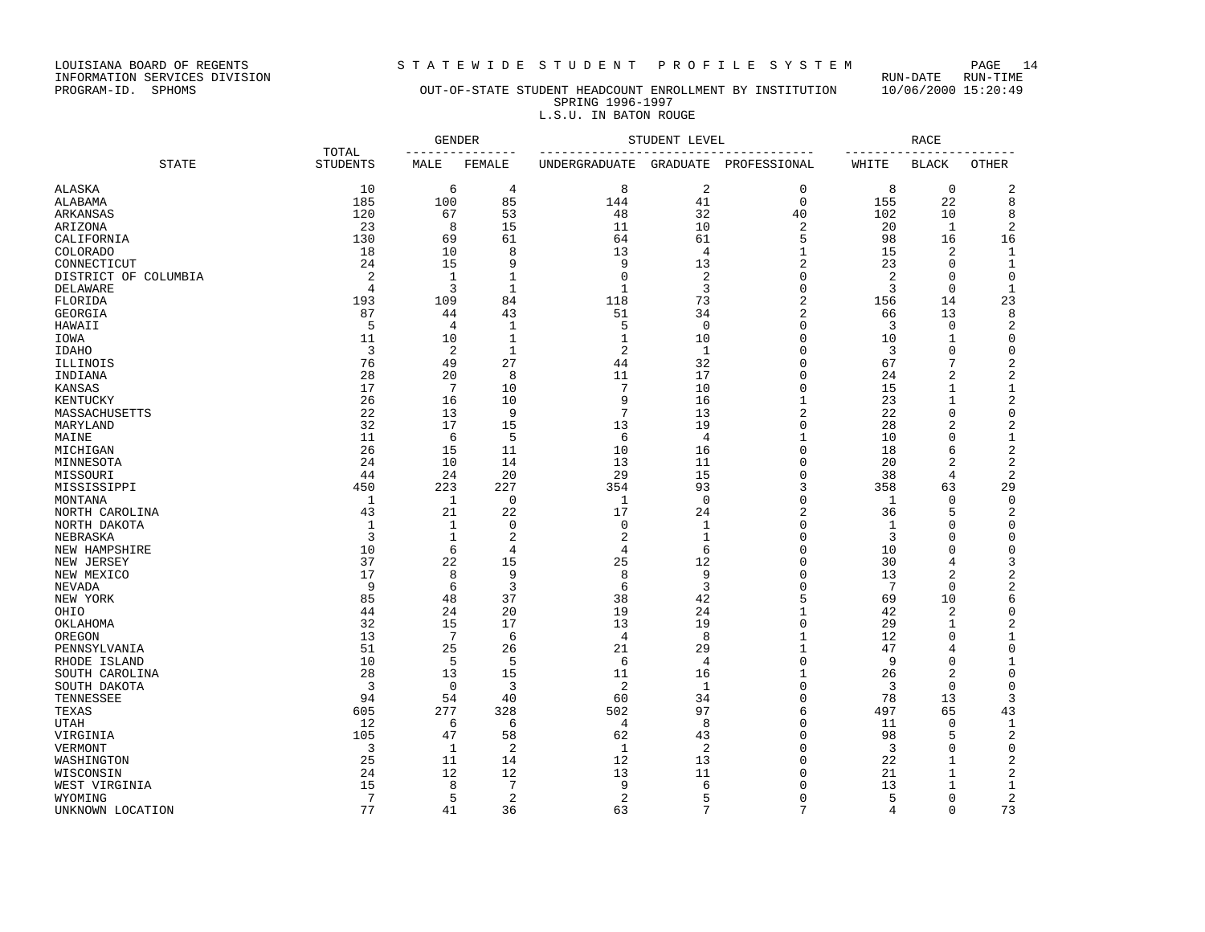LOUISIANA BOARD OF REGENTS
INFORMATION SERVICES DIVISION
PROGRAM-ID. SPHOMS

# STATEWIDE STUDENT PROFILE SYSTEM

RUN-DATE 10/06/2000 RUN-TIME 15:20:49

## OUT-OF-STATE STUDENT HEADCOUNT ENROLLMENT BY INSTITUTION
### SPRING 1996-1997
### L.S.U. IN BATON ROUGE

| STATE | TOTAL STUDENTS | GENDER | | STUDENT LEVEL | | | RACE | | |
|---|---|---|---|---|---|---|---|---|---|
| | | MALE | FEMALE | UNDERGRADUATE | GRADUATE | PROFESSIONAL | WHITE | BLACK | OTHER |
| ALASKA | 10 | 6 | 4 | 8 | 2 | 0 | 8 | 0 | 2 |
| ALABAMA | 185 | 100 | 85 | 144 | 41 | 0 | 155 | 22 | 8 |
| ARKANSAS | 120 | 67 | 53 | 48 | 32 | 40 | 102 | 10 | 8 |
| ARIZONA | 23 | 8 | 15 | 11 | 10 | 2 | 20 | 1 | 2 |
| CALIFORNIA | 130 | 69 | 61 | 64 | 61 | 5 | 98 | 16 | 16 |
| COLORADO | 18 | 10 | 8 | 13 | 4 | 1 | 15 | 2 | 1 |
| CONNECTICUT | 24 | 15 | 9 | 9 | 13 | 2 | 23 | 0 | 1 |
| DISTRICT OF COLUMBIA | 2 | 1 | 1 | 0 | 2 | 0 | 2 | 0 | 0 |
| DELAWARE | 4 | 3 | 1 | 1 | 3 | 0 | 3 | 0 | 1 |
| FLORIDA | 193 | 109 | 84 | 118 | 73 | 2 | 156 | 14 | 23 |
| GEORGIA | 87 | 44 | 43 | 51 | 34 | 2 | 66 | 13 | 8 |
| HAWAII | 5 | 4 | 1 | 5 | 0 | 0 | 3 | 0 | 2 |
| IOWA | 11 | 10 | 1 | 1 | 10 | 0 | 10 | 1 | 0 |
| IDAHO | 3 | 2 | 1 | 2 | 1 | 0 | 3 | 0 | 0 |
| ILLINOIS | 76 | 49 | 27 | 44 | 32 | 0 | 67 | 7 | 2 |
| INDIANA | 28 | 20 | 8 | 11 | 17 | 0 | 24 | 2 | 2 |
| KANSAS | 17 | 7 | 10 | 7 | 10 | 0 | 15 | 1 | 1 |
| KENTUCKY | 26 | 16 | 10 | 9 | 16 | 1 | 23 | 1 | 2 |
| MASSACHUSETTS | 22 | 13 | 9 | 7 | 13 | 2 | 22 | 0 | 0 |
| MARYLAND | 32 | 17 | 15 | 13 | 19 | 0 | 28 | 2 | 2 |
| MAINE | 11 | 6 | 5 | 6 | 4 | 1 | 10 | 0 | 1 |
| MICHIGAN | 26 | 15 | 11 | 10 | 16 | 0 | 18 | 6 | 2 |
| MINNESOTA | 24 | 10 | 14 | 13 | 11 | 0 | 20 | 2 | 2 |
| MISSOURI | 44 | 24 | 20 | 29 | 15 | 0 | 38 | 4 | 2 |
| MISSISSIPPI | 450 | 223 | 227 | 354 | 93 | 3 | 358 | 63 | 29 |
| MONTANA | 1 | 1 | 0 | 1 | 0 | 0 | 1 | 0 | 0 |
| NORTH CAROLINA | 43 | 21 | 22 | 17 | 24 | 2 | 36 | 5 | 2 |
| NORTH DAKOTA | 1 | 1 | 0 | 0 | 1 | 0 | 1 | 0 | 0 |
| NEBRASKA | 3 | 1 | 2 | 2 | 1 | 0 | 3 | 0 | 0 |
| NEW HAMPSHIRE | 10 | 6 | 4 | 4 | 6 | 0 | 10 | 0 | 0 |
| NEW JERSEY | 37 | 22 | 15 | 25 | 12 | 0 | 30 | 4 | 3 |
| NEW MEXICO | 17 | 8 | 9 | 8 | 9 | 0 | 13 | 2 | 2 |
| NEVADA | 9 | 6 | 3 | 6 | 3 | 0 | 7 | 0 | 2 |
| NEW YORK | 85 | 48 | 37 | 38 | 42 | 5 | 69 | 10 | 6 |
| OHIO | 44 | 24 | 20 | 19 | 24 | 1 | 42 | 2 | 0 |
| OKLAHOMA | 32 | 15 | 17 | 13 | 19 | 0 | 29 | 1 | 2 |
| OREGON | 13 | 7 | 6 | 4 | 8 | 1 | 12 | 0 | 1 |
| PENNSYLVANIA | 51 | 25 | 26 | 21 | 29 | 1 | 47 | 4 | 0 |
| RHODE ISLAND | 10 | 5 | 5 | 6 | 4 | 0 | 9 | 0 | 1 |
| SOUTH CAROLINA | 28 | 13 | 15 | 11 | 16 | 1 | 26 | 2 | 0 |
| SOUTH DAKOTA | 3 | 0 | 3 | 2 | 1 | 0 | 3 | 0 | 0 |
| TENNESSEE | 94 | 54 | 40 | 60 | 34 | 0 | 78 | 13 | 3 |
| TEXAS | 605 | 277 | 328 | 502 | 97 | 6 | 497 | 65 | 43 |
| UTAH | 12 | 6 | 6 | 4 | 8 | 0 | 11 | 0 | 1 |
| VIRGINIA | 105 | 47 | 58 | 62 | 43 | 0 | 98 | 5 | 2 |
| VERMONT | 3 | 1 | 2 | 1 | 2 | 0 | 3 | 0 | 0 |
| WASHINGTON | 25 | 11 | 14 | 12 | 13 | 0 | 22 | 1 | 2 |
| WISCONSIN | 24 | 12 | 12 | 13 | 11 | 0 | 21 | 1 | 2 |
| WEST VIRGINIA | 15 | 8 | 7 | 9 | 6 | 0 | 13 | 1 | 1 |
| WYOMING | 7 | 5 | 2 | 2 | 5 | 0 | 5 | 0 | 2 |
| UNKNOWN LOCATION | 77 | 41 | 36 | 63 | 7 | 7 | 4 | 0 | 73 |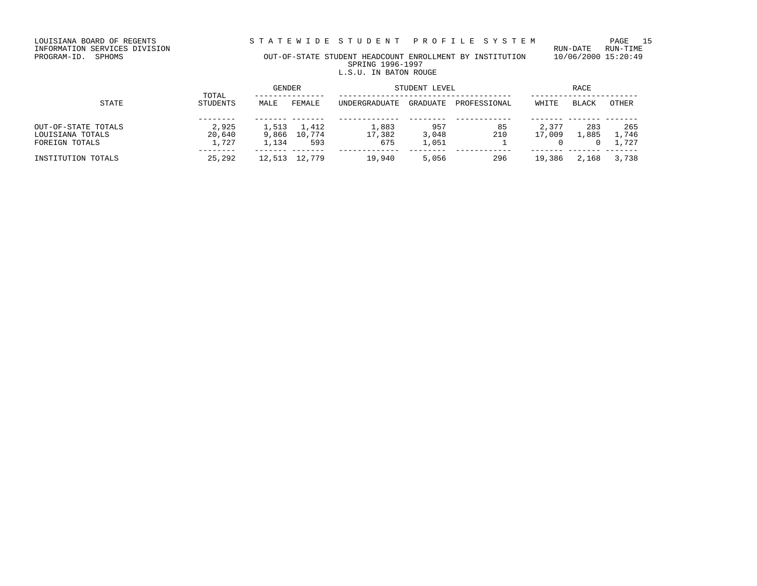LOUISIANA BOARD OF REGENTS
INFORMATION SERVICES DIVISION
PROGRAM-ID. SPHOMS

# S T A T E W I D E  S T U D E N T  P R O F I L E  S Y S T E M

## OUT-OF-STATE STUDENT HEADCOUNT ENROLLMENT BY INSTITUTION

SPRING 1996-1997

L.S.U. IN BATON ROUGE

RUN-DATE RUN-TIME
10/06/2000 15:20:49

| STATE | TOTAL STUDENTS | GENDER | | STUDENT LEVEL | | | RACE | | |
|---|---|---|---|---|---|---|---|---|---|
| | | MALE | FEMALE | UNDERGRADUATE | GRADUATE | PROFESSIONAL | WHITE | BLACK | OTHER |
| OUT-OF-STATE TOTALS | 2,925 | 1,513 | 1,412 | 1,883 | 957 | 85 | 2,377 | 283 | 265 |
| LOUISIANA TOTALS | 20,640 | 9,866 | 10,774 | 17,382 | 3,048 | 210 | 17,009 | 1,885 | 1,746 |
| FOREIGN TOTALS | 1,727 | 1,134 | 593 | 675 | 1,051 | 1 | 0 | 0 | 1,727 |
| INSTITUTION TOTALS | 25,292 | 12,513 | 12,779 | 19,940 | 5,056 | 296 | 19,386 | 2,168 | 3,738 |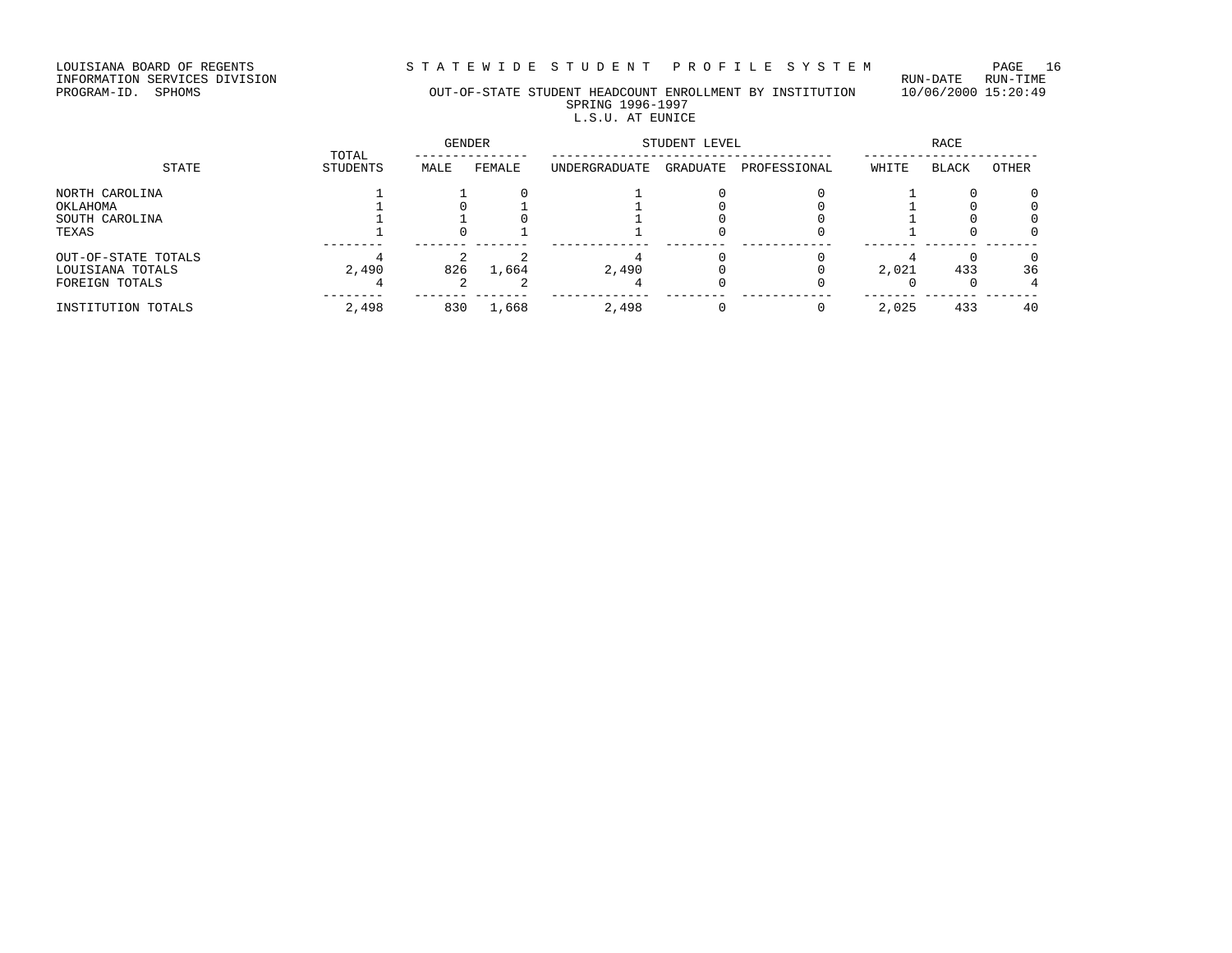LOUISIANA BOARD OF REGENTS
INFORMATION SERVICES DIVISION
PROGRAM-ID. SPHOMS

STATEWIDE STUDENT PROFILE SYSTEM

RUN-DATE RUN-TIME 10/06/2000 15:20:49

## OUT-OF-STATE STUDENT HEADCOUNT ENROLLMENT BY INSTITUTION
### SPRING 1996-1997
### L.S.U. AT EUNICE

| STATE | TOTAL STUDENTS | GENDER | | STUDENT LEVEL | | | RACE | | |
|---|---|---|---|---|---|---|---|---|---|
| | | MALE | FEMALE | UNDERGRADUATE | GRADUATE | PROFESSIONAL | WHITE | BLACK | OTHER |
| NORTH CAROLINA | 1 | 1 | 0 | 1 | 0 | 0 | 1 | 0 | 0 |
| OKLAHOMA | 1 | 0 | 1 | 1 | 0 | 0 | 1 | 0 | 0 |
| SOUTH CAROLINA | 1 | 1 | 0 | 1 | 0 | 0 | 1 | 0 | 0 |
| TEXAS | 1 | 0 | 1 | 1 | 0 | 0 | 1 | 0 | 0 |
| OUT-OF-STATE TOTALS | 4 | 2 | 2 | 4 | 0 | 0 | 4 | 0 | 0 |
| LOUISIANA TOTALS | 2,490 | 826 | 1,664 | 2,490 | 0 | 0 | 2,021 | 433 | 36 |
| FOREIGN TOTALS | 4 | 2 | 2 | 4 | 0 | 0 | 0 | 0 | 4 |
| INSTITUTION TOTALS | 2,498 | 830 | 1,668 | 2,498 | 0 | 0 | 2,025 | 433 | 40 |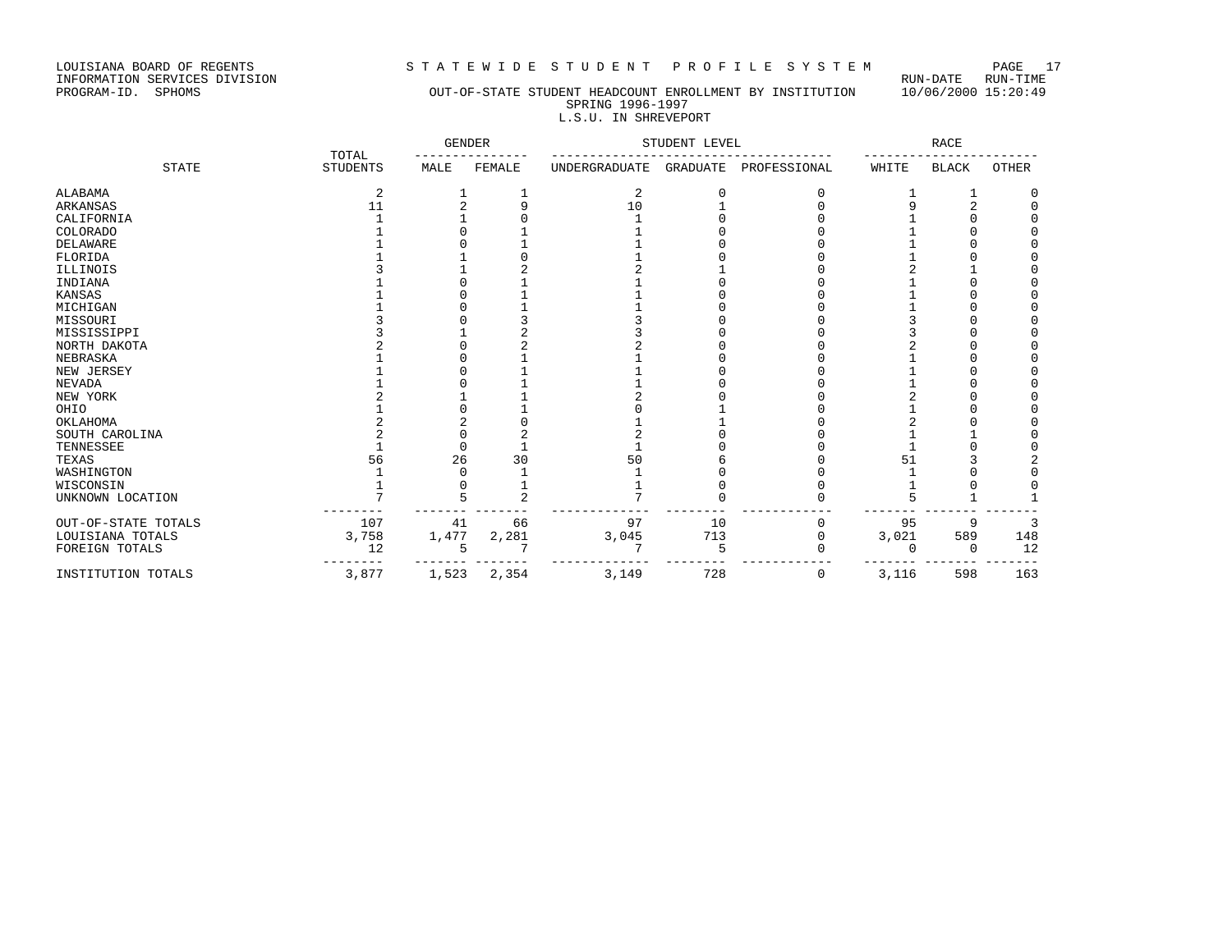LOUISIANA BOARD OF REGENTS
INFORMATION SERVICES DIVISION
PROGRAM-ID. SPHOMS

STATEWIDE STUDENT PROFILE SYSTEM

RUN-DATE RUN-TIME 10/06/2000 15:20:49

OUT-OF-STATE STUDENT HEADCOUNT ENROLLMENT BY INSTITUTION
SPRING 1996-1997
L.S.U. IN SHREVEPORT

| STATE | TOTAL STUDENTS | GENDER | | STUDENT LEVEL | | | RACE | | |
|---|---|---|---|---|---|---|---|---|---|
| | | MALE | FEMALE | UNDERGRADUATE | GRADUATE | PROFESSIONAL | WHITE | BLACK | OTHER |
| ALABAMA | 2 | 1 | 1 | 2 | 0 | 0 | 1 | 1 | 0 |
| ARKANSAS | 11 | 2 | 9 | 10 | 1 | 0 | 9 | 2 | 0 |
| CALIFORNIA | 1 | 1 | 0 | 1 | 0 | 0 | 1 | 0 | 0 |
| COLORADO | 1 | 0 | 1 | 1 | 0 | 0 | 1 | 0 | 0 |
| DELAWARE | 1 | 0 | 1 | 1 | 0 | 0 | 1 | 0 | 0 |
| FLORIDA | 1 | 1 | 0 | 1 | 0 | 0 | 1 | 0 | 0 |
| ILLINOIS | 3 | 1 | 2 | 2 | 1 | 0 | 2 | 1 | 0 |
| INDIANA | 1 | 0 | 1 | 1 | 0 | 0 | 1 | 0 | 0 |
| KANSAS | 1 | 0 | 1 | 1 | 0 | 0 | 1 | 0 | 0 |
| MICHIGAN | 1 | 0 | 1 | 1 | 0 | 0 | 1 | 0 | 0 |
| MISSOURI | 3 | 0 | 3 | 3 | 0 | 0 | 3 | 0 | 0 |
| MISSISSIPPI | 3 | 1 | 2 | 3 | 0 | 0 | 3 | 0 | 0 |
| NORTH DAKOTA | 2 | 0 | 2 | 2 | 0 | 0 | 2 | 0 | 0 |
| NEBRASKA | 1 | 0 | 1 | 1 | 0 | 0 | 1 | 0 | 0 |
| NEW JERSEY | 1 | 0 | 1 | 1 | 0 | 0 | 1 | 0 | 0 |
| NEVADA | 1 | 0 | 1 | 1 | 0 | 0 | 1 | 0 | 0 |
| NEW YORK | 2 | 1 | 1 | 2 | 0 | 0 | 2 | 0 | 0 |
| OHIO | 1 | 0 | 1 | 0 | 1 | 0 | 1 | 0 | 0 |
| OKLAHOMA | 2 | 2 | 0 | 1 | 1 | 0 | 2 | 0 | 0 |
| SOUTH CAROLINA | 2 | 0 | 2 | 2 | 0 | 0 | 1 | 1 | 0 |
| TENNESSEE | 1 | 0 | 1 | 1 | 0 | 0 | 1 | 0 | 0 |
| TEXAS | 56 | 26 | 30 | 50 | 6 | 0 | 51 | 3 | 2 |
| WASHINGTON | 1 | 0 | 1 | 1 | 0 | 0 | 1 | 0 | 0 |
| WISCONSIN | 1 | 0 | 1 | 1 | 0 | 0 | 1 | 0 | 0 |
| UNKNOWN LOCATION | 7 | 5 | 2 | 7 | 0 | 0 | 5 | 1 | 1 |
| OUT-OF-STATE TOTALS | 107 | 41 | 66 | 97 | 10 | 0 | 95 | 9 | 3 |
| LOUISIANA TOTALS | 3,758 | 1,477 | 2,281 | 3,045 | 713 | 0 | 3,021 | 589 | 148 |
| FOREIGN TOTALS | 12 | 5 | 7 | 7 | 5 | 0 | 0 | 0 | 12 |
| INSTITUTION TOTALS | 3,877 | 1,523 | 2,354 | 3,149 | 728 | 0 | 3,116 | 598 | 163 |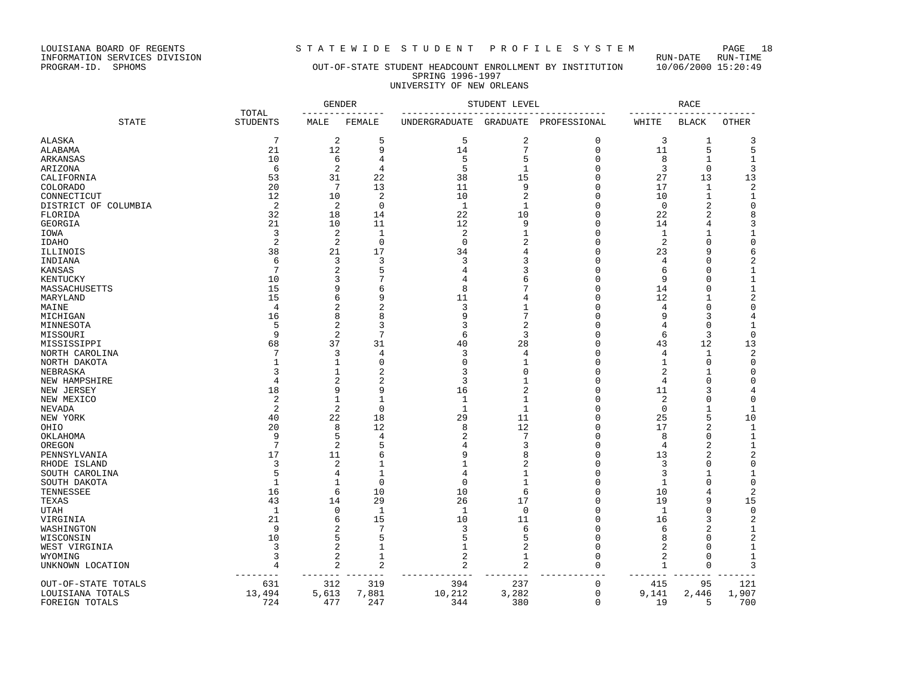LOUISIANA BOARD OF REGENTS
INFORMATION SERVICES DIVISION
PROGRAM-ID. SPHOMS

STATEWIDE STUDENT PROFILE SYSTEM

RUN-DATE RUN-TIME
10/06/2000 15:20:49

OUT-OF-STATE STUDENT HEADCOUNT ENROLLMENT BY INSTITUTION
SPRING 1996-1997
UNIVERSITY OF NEW ORLEANS

| STATE | TOTAL STUDENTS | GENDER | | STUDENT LEVEL | | | RACE | | |
|---|---|---|---|---|---|---|---|---|---|
| | | MALE | FEMALE | UNDERGRADUATE | GRADUATE | PROFESSIONAL | WHITE | BLACK | OTHER |
| ALASKA | 7 | 2 | 5 | 5 | 2 | 0 | 3 | 1 | 3 |
| ALABAMA | 21 | 12 | 9 | 14 | 7 | 0 | 11 | 5 | 5 |
| ARKANSAS | 10 | 6 | 4 | 5 | 5 | 0 | 8 | 1 | 1 |
| ARIZONA | 6 | 2 | 4 | 5 | 1 | 0 | 3 | 0 | 3 |
| CALIFORNIA | 53 | 31 | 22 | 38 | 15 | 0 | 27 | 13 | 13 |
| COLORADO | 20 | 7 | 13 | 11 | 9 | 0 | 17 | 1 | 2 |
| CONNECTICUT | 12 | 10 | 2 | 10 | 2 | 0 | 10 | 1 | 1 |
| DISTRICT OF COLUMBIA | 2 | 2 | 0 | 1 | 1 | 0 | 0 | 2 | 0 |
| FLORIDA | 32 | 18 | 14 | 22 | 10 | 0 | 22 | 2 | 8 |
| GEORGIA | 21 | 10 | 11 | 12 | 9 | 0 | 14 | 4 | 3 |
| IOWA | 3 | 2 | 1 | 2 | 1 | 0 | 1 | 1 | 1 |
| IDAHO | 2 | 2 | 0 | 0 | 2 | 0 | 2 | 0 | 0 |
| ILLINOIS | 38 | 21 | 17 | 34 | 4 | 0 | 23 | 9 | 6 |
| INDIANA | 6 | 3 | 3 | 3 | 3 | 0 | 4 | 0 | 2 |
| KANSAS | 7 | 2 | 5 | 4 | 3 | 0 | 6 | 0 | 1 |
| KENTUCKY | 10 | 3 | 7 | 4 | 6 | 0 | 9 | 0 | 1 |
| MASSACHUSETTS | 15 | 9 | 6 | 8 | 7 | 0 | 14 | 0 | 1 |
| MARYLAND | 15 | 6 | 9 | 11 | 4 | 0 | 12 | 1 | 2 |
| MAINE | 4 | 2 | 2 | 3 | 1 | 0 | 4 | 0 | 0 |
| MICHIGAN | 16 | 8 | 8 | 9 | 7 | 0 | 9 | 3 | 4 |
| MINNESOTA | 5 | 2 | 3 | 3 | 2 | 0 | 4 | 0 | 1 |
| MISSOURI | 9 | 2 | 7 | 6 | 3 | 0 | 6 | 3 | 0 |
| MISSISSIPPI | 68 | 37 | 31 | 40 | 28 | 0 | 43 | 12 | 13 |
| NORTH CAROLINA | 7 | 3 | 4 | 3 | 4 | 0 | 4 | 1 | 2 |
| NORTH DAKOTA | 1 | 1 | 0 | 0 | 1 | 0 | 1 | 0 | 0 |
| NEBRASKA | 3 | 1 | 2 | 3 | 0 | 0 | 2 | 1 | 0 |
| NEW HAMPSHIRE | 4 | 2 | 2 | 3 | 1 | 0 | 4 | 0 | 0 |
| NEW JERSEY | 18 | 9 | 9 | 16 | 2 | 0 | 11 | 3 | 4 |
| NEW MEXICO | 2 | 1 | 1 | 1 | 1 | 0 | 2 | 0 | 0 |
| NEVADA | 2 | 2 | 0 | 1 | 1 | 0 | 0 | 1 | 1 |
| NEW YORK | 40 | 22 | 18 | 29 | 11 | 0 | 25 | 5 | 10 |
| OHIO | 20 | 8 | 12 | 8 | 12 | 0 | 17 | 2 | 1 |
| OKLAHOMA | 9 | 5 | 4 | 2 | 7 | 0 | 8 | 0 | 1 |
| OREGON | 7 | 2 | 5 | 4 | 3 | 0 | 4 | 2 | 1 |
| PENNSYLVANIA | 17 | 11 | 6 | 9 | 8 | 0 | 13 | 2 | 2 |
| RHODE ISLAND | 3 | 2 | 1 | 1 | 2 | 0 | 3 | 0 | 0 |
| SOUTH CAROLINA | 5 | 4 | 1 | 4 | 1 | 0 | 3 | 1 | 1 |
| SOUTH DAKOTA | 1 | 1 | 0 | 0 | 1 | 0 | 1 | 0 | 0 |
| TENNESSEE | 16 | 6 | 10 | 10 | 6 | 0 | 10 | 4 | 2 |
| TEXAS | 43 | 14 | 29 | 26 | 17 | 0 | 19 | 9 | 15 |
| UTAH | 1 | 0 | 1 | 1 | 0 | 0 | 1 | 0 | 0 |
| VIRGINIA | 21 | 6 | 15 | 10 | 11 | 0 | 16 | 3 | 2 |
| WASHINGTON | 9 | 2 | 7 | 3 | 6 | 0 | 6 | 2 | 1 |
| WISCONSIN | 10 | 5 | 5 | 5 | 5 | 0 | 8 | 0 | 2 |
| WEST VIRGINIA | 3 | 2 | 1 | 1 | 2 | 0 | 2 | 0 | 1 |
| WYOMING | 3 | 2 | 1 | 2 | 1 | 0 | 2 | 0 | 1 |
| UNKNOWN LOCATION | 4 | 2 | 2 | 2 | 2 | 0 | 1 | 0 | 3 |
| OUT-OF-STATE TOTALS | 631 | 312 | 319 | 394 | 237 | 0 | 415 | 95 | 121 |
| LOUISIANA TOTALS | 13,494 | 5,613 | 7,881 | 10,212 | 3,282 | 0 | 9,141 | 2,446 | 1,907 |
| FOREIGN TOTALS | 724 | 477 | 247 | 344 | 380 | 0 | 19 | 5 | 700 |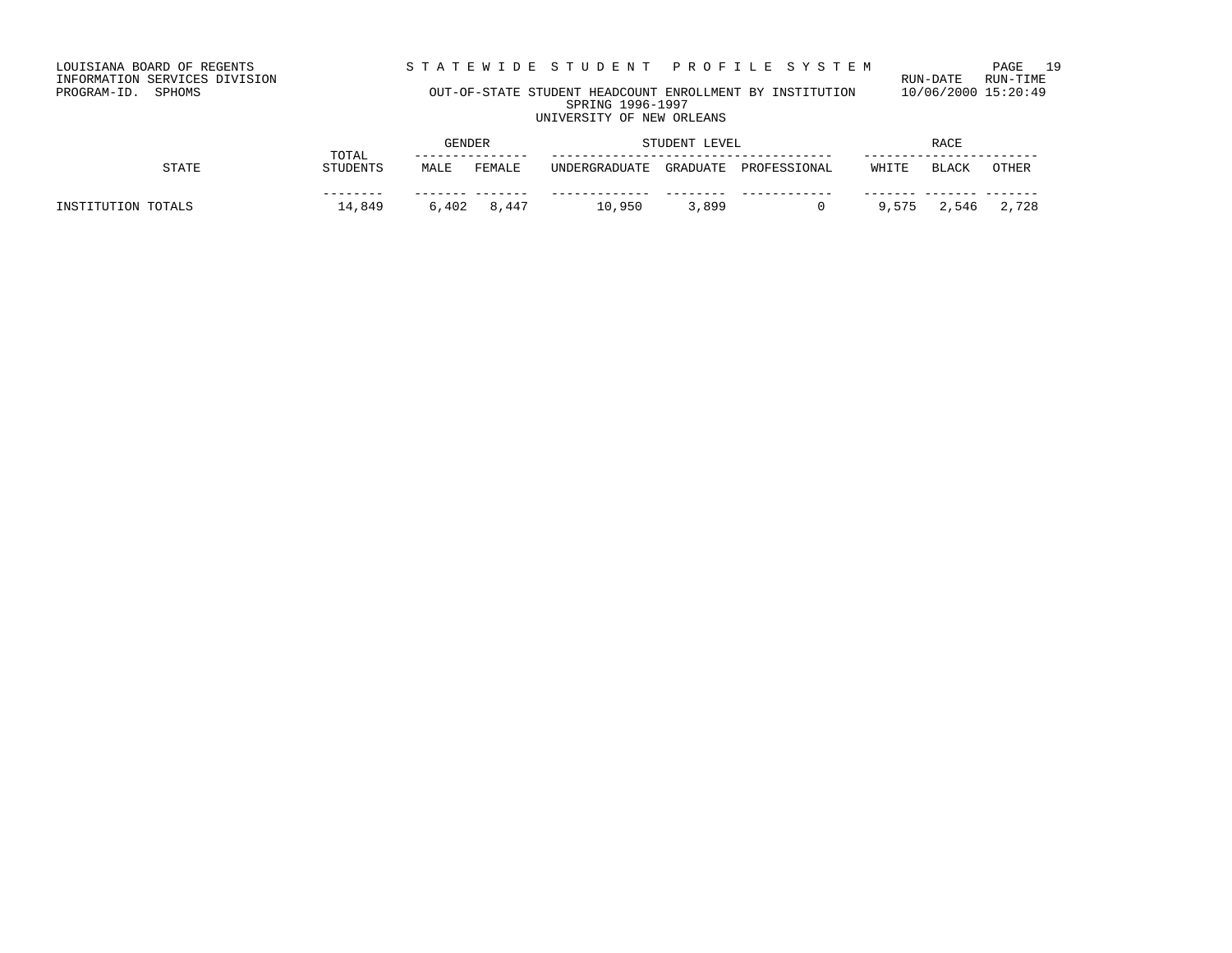LOUISIANA BOARD OF REGENTS
INFORMATION SERVICES DIVISION
PROGRAM-ID. SPHOMS

# STATEWIDE STUDENT PROFILE SYSTEM

RUN-DATE RUN-TIME
10/06/2000 15:20:49

## OUT-OF-STATE STUDENT HEADCOUNT ENROLLMENT BY INSTITUTION
SPRING 1996-1997
UNIVERSITY OF NEW ORLEANS

| STATE | TOTAL STUDENTS | GENDER | | STUDENT LEVEL | | | RACE | | |
|---|---|---|---|---|---|---|---|---|---|
| | | MALE | FEMALE | UNDERGRADUATE | GRADUATE | PROFESSIONAL | WHITE | BLACK | OTHER |
| INSTITUTION TOTALS | 14,849 | 6,402 | 8,447 | 10,950 | 3,899 | 0 | 9,575 | 2,546 | 2,728 |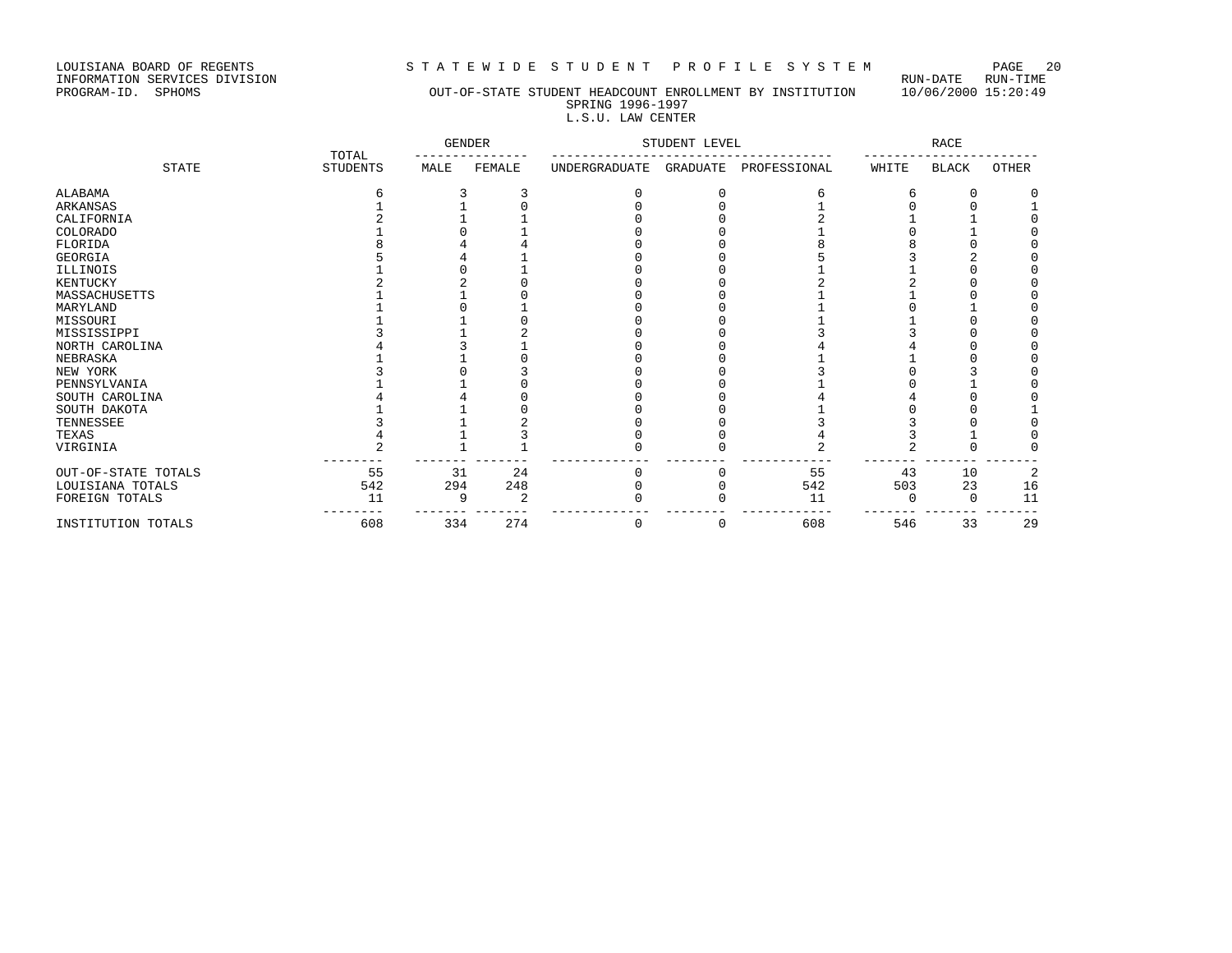LOUISIANA BOARD OF REGENTS
INFORMATION SERVICES DIVISION
PROGRAM-ID. SPHOMS

STATEWIDE STUDENT PROFILE SYSTEM

RUN-DATE RUN-TIME
10/06/2000 15:20:49

OUT-OF-STATE STUDENT HEADCOUNT ENROLLMENT BY INSTITUTION
SPRING 1996-1997
L.S.U. LAW CENTER

| STATE | TOTAL STUDENTS | GENDER | | STUDENT LEVEL | | | RACE | | |
|---|---|---|---|---|---|---|---|---|---|
| | | MALE | FEMALE | UNDERGRADUATE | GRADUATE | PROFESSIONAL | WHITE | BLACK | OTHER |
| ALABAMA | 6 | 3 | 3 | 0 | 0 | 6 | 6 | 0 | 0 |
| ARKANSAS | 1 | 1 | 0 | 0 | 0 | 1 | 0 | 0 | 1 |
| CALIFORNIA | 2 | 1 | 1 | 0 | 0 | 2 | 1 | 1 | 0 |
| COLORADO | 1 | 0 | 1 | 0 | 0 | 1 | 0 | 1 | 0 |
| FLORIDA | 8 | 4 | 4 | 0 | 0 | 8 | 8 | 0 | 0 |
| GEORGIA | 5 | 4 | 1 | 0 | 0 | 5 | 3 | 2 | 0 |
| ILLINOIS | 1 | 0 | 1 | 0 | 0 | 1 | 1 | 0 | 0 |
| KENTUCKY | 2 | 2 | 0 | 0 | 0 | 2 | 2 | 0 | 0 |
| MASSACHUSETTS | 1 | 1 | 0 | 0 | 0 | 1 | 1 | 0 | 0 |
| MARYLAND | 1 | 0 | 1 | 0 | 0 | 1 | 0 | 1 | 0 |
| MISSOURI | 1 | 1 | 0 | 0 | 0 | 1 | 1 | 0 | 0 |
| MISSISSIPPI | 3 | 1 | 2 | 0 | 0 | 3 | 3 | 0 | 0 |
| NORTH CAROLINA | 4 | 3 | 1 | 0 | 0 | 4 | 4 | 0 | 0 |
| NEBRASKA | 1 | 1 | 0 | 0 | 0 | 1 | 1 | 0 | 0 |
| NEW YORK | 3 | 0 | 3 | 0 | 0 | 3 | 0 | 3 | 0 |
| PENNSYLVANIA | 1 | 1 | 0 | 0 | 0 | 1 | 0 | 1 | 0 |
| SOUTH CAROLINA | 4 | 4 | 0 | 0 | 0 | 4 | 4 | 0 | 0 |
| SOUTH DAKOTA | 1 | 1 | 0 | 0 | 0 | 1 | 0 | 0 | 1 |
| TENNESSEE | 3 | 1 | 2 | 0 | 0 | 3 | 3 | 0 | 0 |
| TEXAS | 4 | 1 | 3 | 0 | 0 | 4 | 3 | 1 | 0 |
| VIRGINIA | 2 | 1 | 1 | 0 | 0 | 2 | 2 | 0 | 0 |
| OUT-OF-STATE TOTALS | 55 | 31 | 24 | 0 | 0 | 55 | 43 | 10 | 2 |
| LOUISIANA TOTALS | 542 | 294 | 248 | 0 | 0 | 542 | 503 | 23 | 16 |
| FOREIGN TOTALS | 11 | 9 | 2 | 0 | 0 | 11 | 0 | 0 | 11 |
| INSTITUTION TOTALS | 608 | 334 | 274 | 0 | 0 | 608 | 546 | 33 | 29 |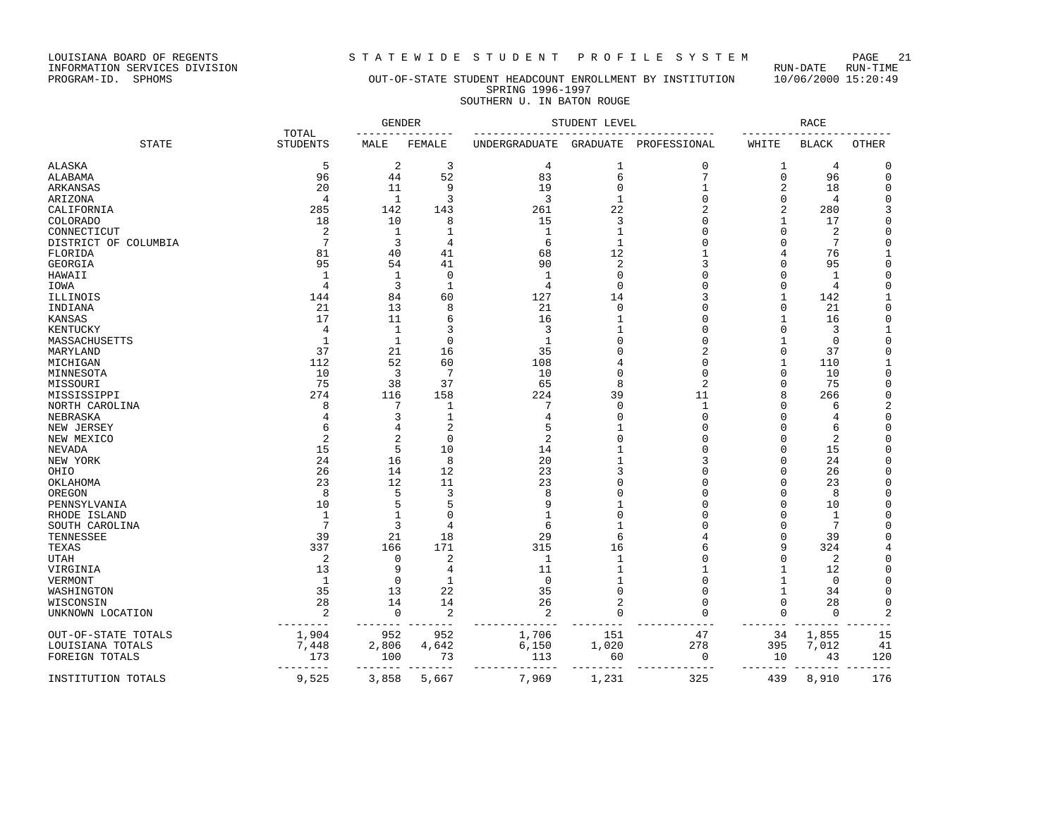LOUISIANA BOARD OF REGENTS
INFORMATION SERVICES DIVISION
PROGRAM-ID. SPHOMS

# STATEWIDE STUDENT PROFILE SYSTEM

## OUT-OF-STATE STUDENT HEADCOUNT ENROLLMENT BY INSTITUTION

SPRING 1996-1997

SOUTHERN U. IN BATON ROUGE

RUN-DATE 10/06/2000 RUN-TIME 15:20:49

| STATE | TOTAL STUDENTS | GENDER | | STUDENT LEVEL | | | RACE | | |
|---|---|---|---|---|---|---|---|---|---|
| | | MALE | FEMALE | UNDERGRADUATE | GRADUATE | PROFESSIONAL | WHITE | BLACK | OTHER |
| ALASKA | 5 | 2 | 3 | 4 | 1 | 0 | 1 | 4 | 0 |
| ALABAMA | 96 | 44 | 52 | 83 | 6 | 7 | 0 | 96 | 0 |
| ARKANSAS | 20 | 11 | 9 | 19 | 0 | 1 | 2 | 18 | 0 |
| ARIZONA | 4 | 1 | 3 | 3 | 1 | 0 | 0 | 4 | 0 |
| CALIFORNIA | 285 | 142 | 143 | 261 | 22 | 2 | 2 | 280 | 3 |
| COLORADO | 18 | 10 | 8 | 15 | 3 | 0 | 1 | 17 | 0 |
| CONNECTICUT | 2 | 1 | 1 | 1 | 1 | 0 | 0 | 2 | 0 |
| DISTRICT OF COLUMBIA | 7 | 3 | 4 | 6 | 1 | 0 | 0 | 7 | 0 |
| FLORIDA | 81 | 40 | 41 | 68 | 12 | 1 | 4 | 76 | 1 |
| GEORGIA | 95 | 54 | 41 | 90 | 2 | 3 | 0 | 95 | 0 |
| HAWAII | 1 | 1 | 0 | 1 | 0 | 0 | 0 | 1 | 0 |
| IOWA | 4 | 3 | 1 | 4 | 0 | 0 | 0 | 4 | 0 |
| ILLINOIS | 144 | 84 | 60 | 127 | 14 | 3 | 1 | 142 | 1 |
| INDIANA | 21 | 13 | 8 | 21 | 0 | 0 | 0 | 21 | 0 |
| KANSAS | 17 | 11 | 6 | 16 | 1 | 0 | 1 | 16 | 0 |
| KENTUCKY | 4 | 1 | 3 | 3 | 1 | 0 | 0 | 3 | 1 |
| MASSACHUSETTS | 1 | 1 | 0 | 1 | 0 | 0 | 1 | 0 | 0 |
| MARYLAND | 37 | 21 | 16 | 35 | 0 | 2 | 0 | 37 | 0 |
| MICHIGAN | 112 | 52 | 60 | 108 | 4 | 0 | 1 | 110 | 1 |
| MINNESOTA | 10 | 3 | 7 | 10 | 0 | 0 | 0 | 10 | 0 |
| MISSOURI | 75 | 38 | 37 | 65 | 8 | 2 | 0 | 75 | 0 |
| MISSISSIPPI | 274 | 116 | 158 | 224 | 39 | 11 | 8 | 266 | 0 |
| NORTH CAROLINA | 8 | 7 | 1 | 7 | 0 | 1 | 0 | 6 | 2 |
| NEBRASKA | 4 | 3 | 1 | 4 | 0 | 0 | 0 | 4 | 0 |
| NEW JERSEY | 6 | 4 | 2 | 5 | 1 | 0 | 0 | 6 | 0 |
| NEW MEXICO | 2 | 2 | 0 | 2 | 0 | 0 | 0 | 2 | 0 |
| NEVADA | 15 | 5 | 10 | 14 | 1 | 0 | 0 | 15 | 0 |
| NEW YORK | 24 | 16 | 8 | 20 | 1 | 3 | 0 | 24 | 0 |
| OHIO | 26 | 14 | 12 | 23 | 3 | 0 | 0 | 26 | 0 |
| OKLAHOMA | 23 | 12 | 11 | 23 | 0 | 0 | 0 | 23 | 0 |
| OREGON | 8 | 5 | 3 | 8 | 0 | 0 | 0 | 8 | 0 |
| PENNSYLVANIA | 10 | 5 | 5 | 9 | 1 | 0 | 0 | 10 | 0 |
| RHODE ISLAND | 1 | 1 | 0 | 1 | 0 | 0 | 0 | 1 | 0 |
| SOUTH CAROLINA | 7 | 3 | 4 | 6 | 1 | 0 | 0 | 7 | 0 |
| TENNESSEE | 39 | 21 | 18 | 29 | 6 | 4 | 0 | 39 | 0 |
| TEXAS | 337 | 166 | 171 | 315 | 16 | 6 | 9 | 324 | 4 |
| UTAH | 2 | 0 | 2 | 1 | 1 | 0 | 0 | 2 | 0 |
| VIRGINIA | 13 | 9 | 4 | 11 | 1 | 1 | 1 | 12 | 0 |
| VERMONT | 1 | 0 | 1 | 0 | 1 | 0 | 1 | 0 | 0 |
| WASHINGTON | 35 | 13 | 22 | 35 | 0 | 0 | 1 | 34 | 0 |
| WISCONSIN | 28 | 14 | 14 | 26 | 2 | 0 | 0 | 28 | 0 |
| UNKNOWN LOCATION | 2 | 0 | 2 | 2 | 0 | 0 | 0 | 0 | 2 |
| OUT-OF-STATE TOTALS | 1,904 | 952 | 952 | 1,706 | 151 | 47 | 34 | 1,855 | 15 |
| LOUISIANA TOTALS | 7,448 | 2,806 | 4,642 | 6,150 | 1,020 | 278 | 395 | 7,012 | 41 |
| FOREIGN TOTALS | 173 | 100 | 73 | 113 | 60 | 0 | 10 | 43 | 120 |
| INSTITUTION TOTALS | 9,525 | 3,858 | 5,667 | 7,969 | 1,231 | 325 | 439 | 8,910 | 176 |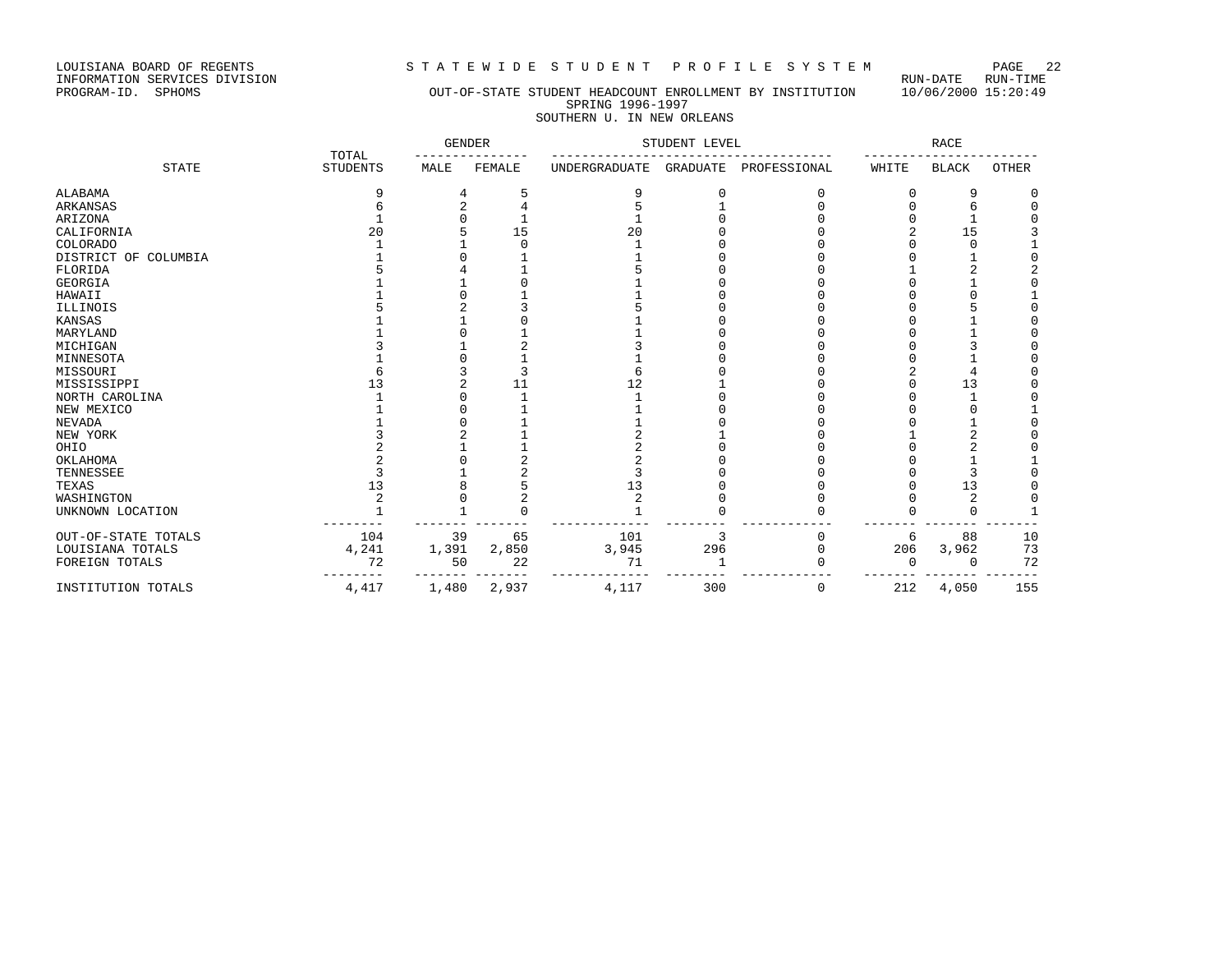LOUISIANA BOARD OF REGENTS
INFORMATION SERVICES DIVISION
PROGRAM-ID. SPHOMS

STATEWIDE STUDENT PROFILE SYSTEM

RUN-DATE 10/06/2000 RUN-TIME 15:20:49

# OUT-OF-STATE STUDENT HEADCOUNT ENROLLMENT BY INSTITUTION
## SPRING 1996-1997
## SOUTHERN U. IN NEW ORLEANS

| STATE | TOTAL STUDENTS | GENDER | | STUDENT LEVEL | | | RACE | | |
|---|---|---|---|---|---|---|---|---|---|
| | | MALE | FEMALE | UNDERGRADUATE | GRADUATE | PROFESSIONAL | WHITE | BLACK | OTHER |
| ALABAMA | 9 | 4 | 5 | 9 | 0 | 0 | 0 | 9 | 0 |
| ARKANSAS | 6 | 2 | 4 | 5 | 1 | 0 | 0 | 6 | 0 |
| ARIZONA | 1 | 0 | 1 | 1 | 0 | 0 | 0 | 1 | 0 |
| CALIFORNIA | 20 | 5 | 15 | 20 | 0 | 0 | 2 | 15 | 3 |
| COLORADO | 1 | 1 | 0 | 1 | 0 | 0 | 0 | 0 | 1 |
| DISTRICT OF COLUMBIA | 1 | 0 | 1 | 1 | 0 | 0 | 0 | 1 | 0 |
| FLORIDA | 5 | 4 | 1 | 5 | 0 | 0 | 1 | 2 | 2 |
| GEORGIA | 1 | 1 | 0 | 1 | 0 | 0 | 0 | 1 | 0 |
| HAWAII | 1 | 0 | 1 | 1 | 0 | 0 | 0 | 0 | 1 |
| ILLINOIS | 5 | 2 | 3 | 5 | 0 | 0 | 0 | 5 | 0 |
| KANSAS | 1 | 1 | 0 | 1 | 0 | 0 | 0 | 1 | 0 |
| MARYLAND | 1 | 0 | 1 | 1 | 0 | 0 | 0 | 1 | 0 |
| MICHIGAN | 3 | 1 | 2 | 3 | 0 | 0 | 0 | 3 | 0 |
| MINNESOTA | 1 | 0 | 1 | 1 | 0 | 0 | 0 | 1 | 0 |
| MISSOURI | 6 | 3 | 3 | 6 | 0 | 0 | 2 | 4 | 0 |
| MISSISSIPPI | 13 | 2 | 11 | 12 | 1 | 0 | 0 | 13 | 0 |
| NORTH CAROLINA | 1 | 0 | 1 | 1 | 0 | 0 | 0 | 1 | 0 |
| NEW MEXICO | 1 | 0 | 1 | 1 | 0 | 0 | 0 | 0 | 1 |
| NEVADA | 1 | 0 | 1 | 1 | 0 | 0 | 0 | 1 | 0 |
| NEW YORK | 3 | 2 | 1 | 2 | 1 | 0 | 1 | 2 | 0 |
| OHIO | 2 | 1 | 1 | 2 | 0 | 0 | 0 | 2 | 0 |
| OKLAHOMA | 2 | 0 | 2 | 2 | 0 | 0 | 0 | 1 | 1 |
| TENNESSEE | 3 | 1 | 2 | 3 | 0 | 0 | 0 | 3 | 0 |
| TEXAS | 13 | 8 | 5 | 13 | 0 | 0 | 0 | 13 | 0 |
| WASHINGTON | 2 | 0 | 2 | 2 | 0 | 0 | 0 | 2 | 0 |
| UNKNOWN LOCATION | 1 | 1 | 0 | 1 | 0 | 0 | 0 | 0 | 1 |
| OUT-OF-STATE TOTALS | 104 | 39 | 65 | 101 | 3 | 0 | 6 | 88 | 10 |
| LOUISIANA TOTALS | 4,241 | 1,391 | 2,850 | 3,945 | 296 | 0 | 206 | 3,962 | 73 |
| FOREIGN TOTALS | 72 | 50 | 22 | 71 | 1 | 0 | 0 | 0 | 72 |
| INSTITUTION TOTALS | 4,417 | 1,480 | 2,937 | 4,117 | 300 | 0 | 212 | 4,050 | 155 |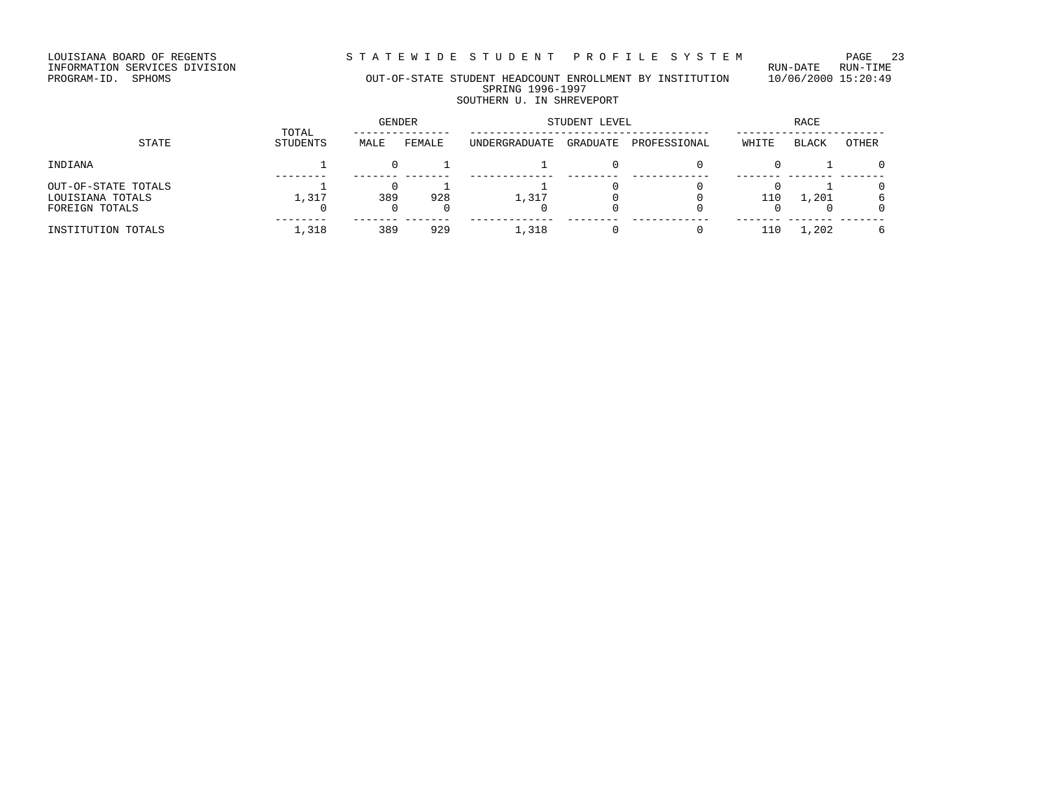LOUISIANA BOARD OF REGENTS
INFORMATION SERVICES DIVISION
PROGRAM-ID. SPHOMS

# STATEWIDE STUDENT PROFILE SYSTEM

RUN-DATE RUN-TIME
10/06/2000 15:20:49

## OUT-OF-STATE STUDENT HEADCOUNT ENROLLMENT BY INSTITUTION
### SPRING 1996-1997
### SOUTHERN U. IN SHREVEPORT

| STATE | TOTAL STUDENTS | GENDER | | STUDENT LEVEL | | | RACE | | |
|---|---|---|---|---|---|---|---|---|---|
| | | MALE | FEMALE | UNDERGRADUATE | GRADUATE | PROFESSIONAL | WHITE | BLACK | OTHER |
| INDIANA | 1 | 0 | 1 | 1 | 0 | 0 | 0 | 1 | 0 |
| OUT-OF-STATE TOTALS | 1 | 0 | 1 | 1 | 0 | 0 | 0 | 1 | 0 |
| LOUISIANA TOTALS | 1,317 | 389 | 928 | 1,317 | 0 | 0 | 110 | 1,201 | 6 |
| FOREIGN TOTALS | 0 | 0 | 0 | 0 | 0 | 0 | 0 | 0 | 0 |
| INSTITUTION TOTALS | 1,318 | 389 | 929 | 1,318 | 0 | 0 | 110 | 1,202 | 6 |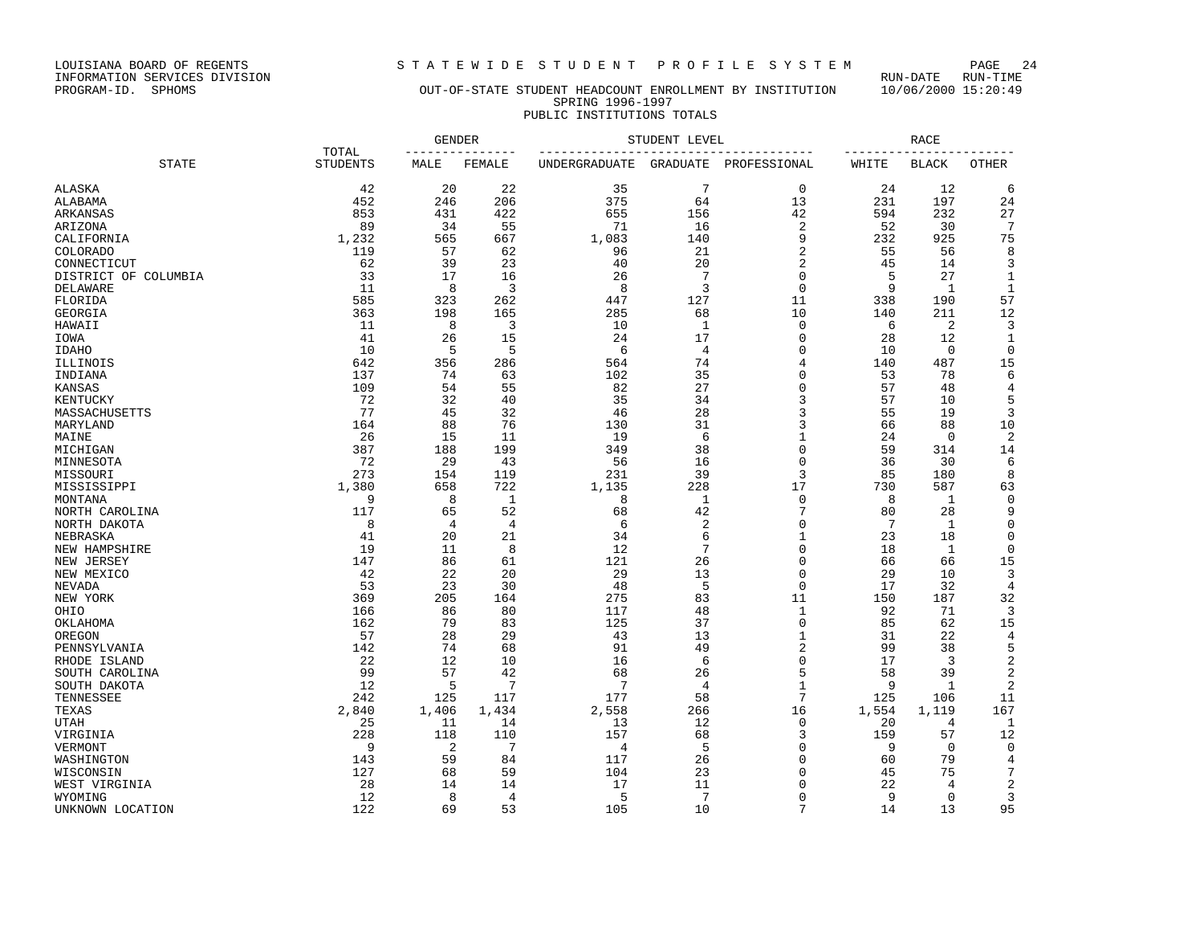LOUISIANA BOARD OF REGENTS
INFORMATION SERVICES DIVISION
PROGRAM-ID. SPHOMS

S T A T E W I D E S T U D E N T P R O F I L E S Y S T E M

RUN-DATE RUN-TIME
10/06/2000 15:20:49

OUT-OF-STATE STUDENT HEADCOUNT ENROLLMENT BY INSTITUTION
SPRING 1996-1997
PUBLIC INSTITUTIONS TOTALS

| STATE | TOTAL STUDENTS | GENDER | | STUDENT LEVEL | | | RACE | | |
|---|---|---|---|---|---|---|---|---|---|
| | | MALE | FEMALE | UNDERGRADUATE | GRADUATE | PROFESSIONAL | WHITE | BLACK | OTHER |
| ALASKA | 42 | 20 | 22 | 35 | 7 | 0 | 24 | 12 | 6 |
| ALABAMA | 452 | 246 | 206 | 375 | 64 | 13 | 231 | 197 | 24 |
| ARKANSAS | 853 | 431 | 422 | 655 | 156 | 42 | 594 | 232 | 27 |
| ARIZONA | 89 | 34 | 55 | 71 | 16 | 2 | 52 | 30 | 7 |
| CALIFORNIA | 1,232 | 565 | 667 | 1,083 | 140 | 9 | 232 | 925 | 75 |
| COLORADO | 119 | 57 | 62 | 96 | 21 | 2 | 55 | 56 | 8 |
| CONNECTICUT | 62 | 39 | 23 | 40 | 20 | 2 | 45 | 14 | 3 |
| DISTRICT OF COLUMBIA | 33 | 17 | 16 | 26 | 7 | 0 | 5 | 27 | 1 |
| DELAWARE | 11 | 8 | 3 | 8 | 3 | 0 | 9 | 1 | 1 |
| FLORIDA | 585 | 323 | 262 | 447 | 127 | 11 | 338 | 190 | 57 |
| GEORGIA | 363 | 198 | 165 | 285 | 68 | 10 | 140 | 211 | 12 |
| HAWAII | 11 | 8 | 3 | 10 | 1 | 0 | 6 | 2 | 3 |
| IOWA | 41 | 26 | 15 | 24 | 17 | 0 | 28 | 12 | 1 |
| IDAHO | 10 | 5 | 5 | 6 | 4 | 0 | 10 | 0 | 0 |
| ILLINOIS | 642 | 356 | 286 | 564 | 74 | 4 | 140 | 487 | 15 |
| INDIANA | 137 | 74 | 63 | 102 | 35 | 0 | 53 | 78 | 6 |
| KANSAS | 109 | 54 | 55 | 82 | 27 | 0 | 57 | 48 | 4 |
| KENTUCKY | 72 | 32 | 40 | 35 | 34 | 3 | 57 | 10 | 5 |
| MASSACHUSETTS | 77 | 45 | 32 | 46 | 28 | 3 | 55 | 19 | 3 |
| MARYLAND | 164 | 88 | 76 | 130 | 31 | 3 | 66 | 88 | 10 |
| MAINE | 26 | 15 | 11 | 19 | 6 | 1 | 24 | 0 | 2 |
| MICHIGAN | 387 | 188 | 199 | 349 | 38 | 0 | 59 | 314 | 14 |
| MINNESOTA | 72 | 29 | 43 | 56 | 16 | 0 | 36 | 30 | 6 |
| MISSOURI | 273 | 154 | 119 | 231 | 39 | 3 | 85 | 180 | 8 |
| MISSISSIPPI | 1,380 | 658 | 722 | 1,135 | 228 | 17 | 730 | 587 | 63 |
| MONTANA | 9 | 8 | 1 | 8 | 1 | 0 | 8 | 1 | 0 |
| NORTH CAROLINA | 117 | 65 | 52 | 68 | 42 | 7 | 80 | 28 | 9 |
| NORTH DAKOTA | 8 | 4 | 4 | 6 | 2 | 0 | 7 | 1 | 0 |
| NEBRASKA | 41 | 20 | 21 | 34 | 6 | 1 | 23 | 18 | 0 |
| NEW HAMPSHIRE | 19 | 11 | 8 | 12 | 7 | 0 | 18 | 1 | 0 |
| NEW JERSEY | 147 | 86 | 61 | 121 | 26 | 0 | 66 | 66 | 15 |
| NEW MEXICO | 42 | 22 | 20 | 29 | 13 | 0 | 29 | 10 | 3 |
| NEVADA | 53 | 23 | 30 | 48 | 5 | 0 | 17 | 32 | 4 |
| NEW YORK | 369 | 205 | 164 | 275 | 83 | 11 | 150 | 187 | 32 |
| OHIO | 166 | 86 | 80 | 117 | 48 | 1 | 92 | 71 | 3 |
| OKLAHOMA | 162 | 79 | 83 | 125 | 37 | 0 | 85 | 62 | 15 |
| OREGON | 57 | 28 | 29 | 43 | 13 | 1 | 31 | 22 | 4 |
| PENNSYLVANIA | 142 | 74 | 68 | 91 | 49 | 2 | 99 | 38 | 5 |
| RHODE ISLAND | 22 | 12 | 10 | 16 | 6 | 0 | 17 | 3 | 2 |
| SOUTH CAROLINA | 99 | 57 | 42 | 68 | 26 | 5 | 58 | 39 | 2 |
| SOUTH DAKOTA | 12 | 5 | 7 | 7 | 4 | 1 | 9 | 1 | 2 |
| TENNESSEE | 242 | 125 | 117 | 177 | 58 | 7 | 125 | 106 | 11 |
| TEXAS | 2,840 | 1,406 | 1,434 | 2,558 | 266 | 16 | 1,554 | 1,119 | 167 |
| UTAH | 25 | 11 | 14 | 13 | 12 | 0 | 20 | 4 | 1 |
| VIRGINIA | 228 | 118 | 110 | 157 | 68 | 3 | 159 | 57 | 12 |
| VERMONT | 9 | 2 | 7 | 4 | 5 | 0 | 9 | 0 | 0 |
| WASHINGTON | 143 | 59 | 84 | 117 | 26 | 0 | 60 | 79 | 4 |
| WISCONSIN | 127 | 68 | 59 | 104 | 23 | 0 | 45 | 75 | 7 |
| WEST VIRGINIA | 28 | 14 | 14 | 17 | 11 | 0 | 22 | 4 | 2 |
| WYOMING | 12 | 8 | 4 | 5 | 7 | 0 | 9 | 0 | 3 |
| UNKNOWN LOCATION | 122 | 69 | 53 | 105 | 10 | 7 | 14 | 13 | 95 |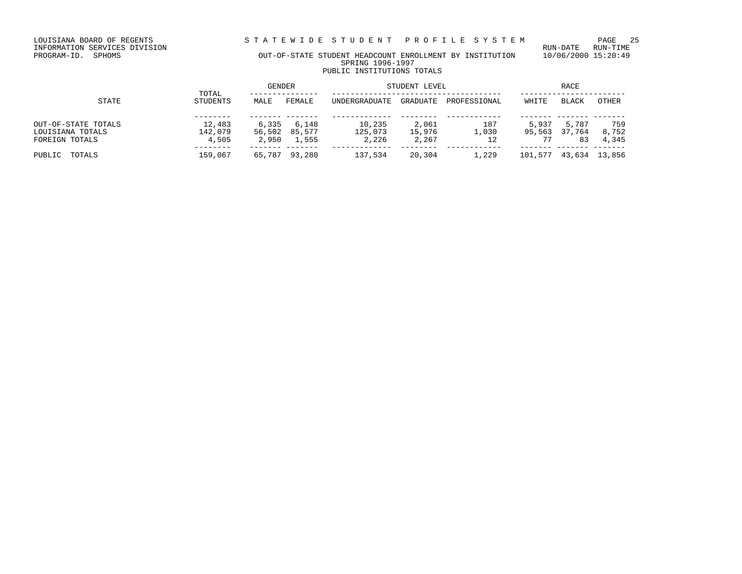LOUISIANA BOARD OF REGENTS
INFORMATION SERVICES DIVISION
PROGRAM-ID. SPHOMS

# STATEWIDE STUDENT PROFILE SYSTEM

## OUT-OF-STATE STUDENT HEADCOUNT ENROLLMENT BY INSTITUTION

SPRING 1996-1997

PUBLIC INSTITUTIONS TOTALS

RUN-DATE RUN-TIME
10/06/2000 15:20:49

| STATE | TOTAL STUDENTS | GENDER | | STUDENT LEVEL | | | RACE | | |
|---|---|---|---|---|---|---|---|---|---|
| | | MALE | FEMALE | UNDERGRADUATE | GRADUATE | PROFESSIONAL | WHITE | BLACK | OTHER |
| OUT-OF-STATE TOTALS | 12,483 | 6,335 | 6,148 | 10,235 | 2,061 | 187 | 5,937 | 5,787 | 759 |
| LOUISIANA TOTALS | 142,079 | 56,502 | 85,577 | 125,073 | 15,976 | 1,030 | 95,563 | 37,764 | 8,752 |
| FOREIGN TOTALS | 4,505 | 2,950 | 1,555 | 2,226 | 2,267 | 12 | 77 | 83 | 4,345 |
| PUBLIC TOTALS | 159,067 | 65,787 | 93,280 | 137,534 | 20,304 | 1,229 | 101,577 | 43,634 | 13,856 |